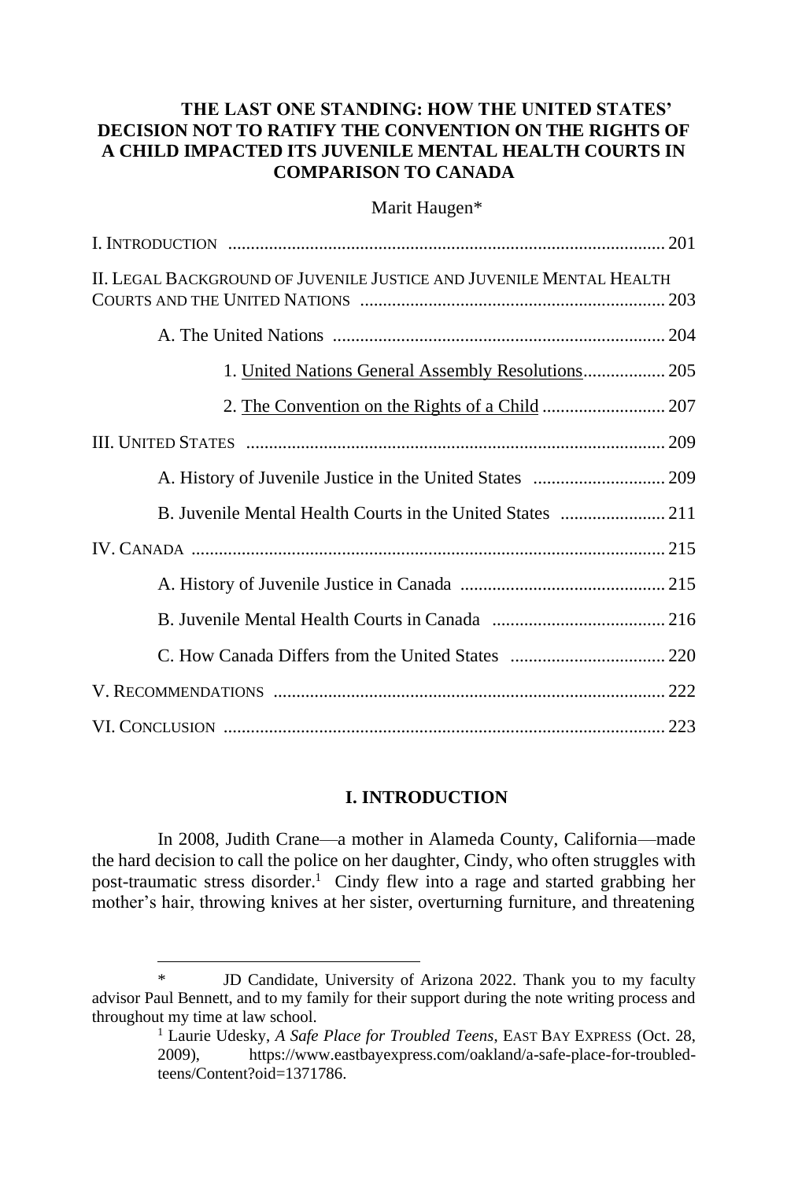# THE LAST ONE STANDING: HOW THE UNITED STATES' DECISION NOT TO RATIFY THE CONVENTION ON THE RIGHTS OF A CHILD IMPACTED ITS JUVENILE MENTAL HEALTH COURTS IN COMPARISON TO CANADA

Marit Haugen*

I. INTRODUCTION ..... 201

II. LEGAL BACKGROUND OF JUVENILE JUSTICE AND JUVENILE MENTAL HEALTH COURTS AND THE UNITED NATIONS ..... 203

- A. The United Nations ..... 204
  - 1. United Nations General Assembly Resolutions ..... 205
  - 2. The Convention on the Rights of a Child ..... 207

III. UNITED STATES ..... 209

- A. History of Juvenile Justice in the United States ..... 209
- B. Juvenile Mental Health Courts in the United States ..... 211

IV. CANADA ..... 215

- A. History of Juvenile Justice in Canada ..... 215
- B. Juvenile Mental Health Courts in Canada ..... 216
- C. How Canada Differs from the United States ..... 220

V. RECOMMENDATIONS ..... 222

VI. CONCLUSION ..... 223

## I. INTRODUCTION

In 2008, Judith Crane—a mother in Alameda County, California—made the hard decision to call the police on her daughter, Cindy, who often struggles with post-traumatic stress disorder.[1] Cindy flew into a rage and started grabbing her mother's hair, throwing knives at her sister, overturning furniture, and threatening

---

\* JD Candidate, University of Arizona 2022. Thank you to my faculty advisor Paul Bennett, and to my family for their support during the note writing process and throughout my time at law school.

[1] Laurie Udesky, *A Safe Place for Troubled Teens*, EAST BAY EXPRESS (Oct. 28, 2009), https://www.eastbayexpress.com/oakland/a-safe-place-for-troubled-teens/Content?oid=1371786.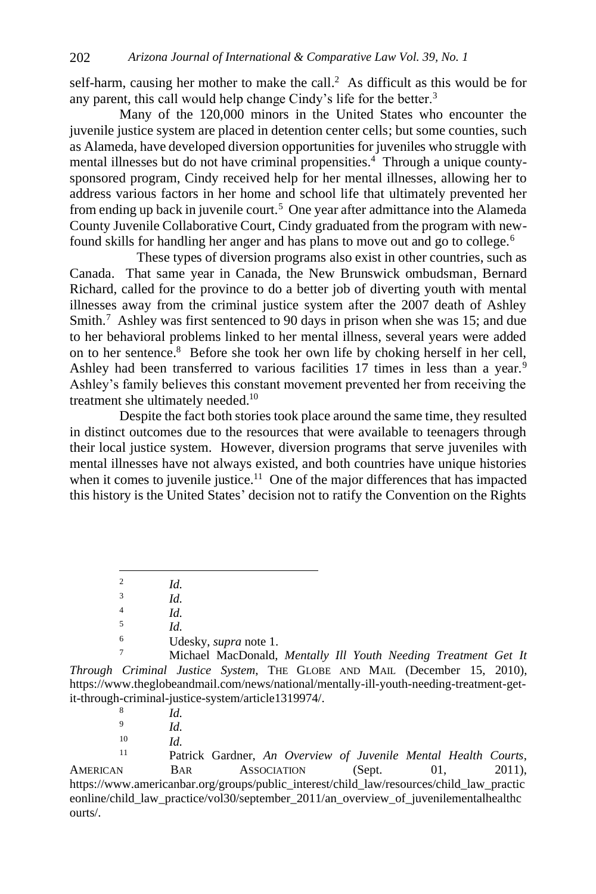self-harm, causing her mother to make the call.[2] As difficult as this would be for any parent, this call would help change Cindy's life for the better.[3]

Many of the 120,000 minors in the United States who encounter the juvenile justice system are placed in detention center cells; but some counties, such as Alameda, have developed diversion opportunities for juveniles who struggle with mental illnesses but do not have criminal propensities.[4] Through a unique county-sponsored program, Cindy received help for her mental illnesses, allowing her to address various factors in her home and school life that ultimately prevented her from ending up back in juvenile court.[5] One year after admittance into the Alameda County Juvenile Collaborative Court, Cindy graduated from the program with new-found skills for handling her anger and has plans to move out and go to college.[6]

These types of diversion programs also exist in other countries, such as Canada. That same year in Canada, the New Brunswick ombudsman, Bernard Richard, called for the province to do a better job of diverting youth with mental illnesses away from the criminal justice system after the 2007 death of Ashley Smith.[7] Ashley was first sentenced to 90 days in prison when she was 15; and due to her behavioral problems linked to her mental illness, several years were added on to her sentence.[8] Before she took her own life by choking herself in her cell, Ashley had been transferred to various facilities 17 times in less than a year.[9] Ashley's family believes this constant movement prevented her from receiving the treatment she ultimately needed.[10]

Despite the fact both stories took place around the same time, they resulted in distinct outcomes due to the resources that were available to teenagers through their local justice system. However, diversion programs that serve juveniles with mental illnesses have not always existed, and both countries have unique histories when it comes to juvenile justice.[11] One of the major differences that has impacted this history is the United States' decision not to ratify the Convention on the Rights

---

[2] *Id.*

[3] *Id.*

[4] *Id.*

[5] *Id.*

[6] Udesky, *supra* note 1.

[7] Michael MacDonald, *Mentally Ill Youth Needing Treatment Get It Through Criminal Justice System*, THE GLOBE AND MAIL (December 15, 2010), https://www.theglobeandmail.com/news/national/mentally-ill-youth-needing-treatment-get-it-through-criminal-justice-system/article1319974/.

[8] *Id.*

[9] *Id.*

[10] *Id.*

[11] Patrick Gardner, *An Overview of Juvenile Mental Health Courts*, AMERICAN BAR ASSOCIATION (Sept. 01, 2011), https://www.americanbar.org/groups/public_interest/child_law/resources/child_law_practiceonline/child_law_practice/vol30/september_2011/an_overview_of_juvenilementalhealthcourts/.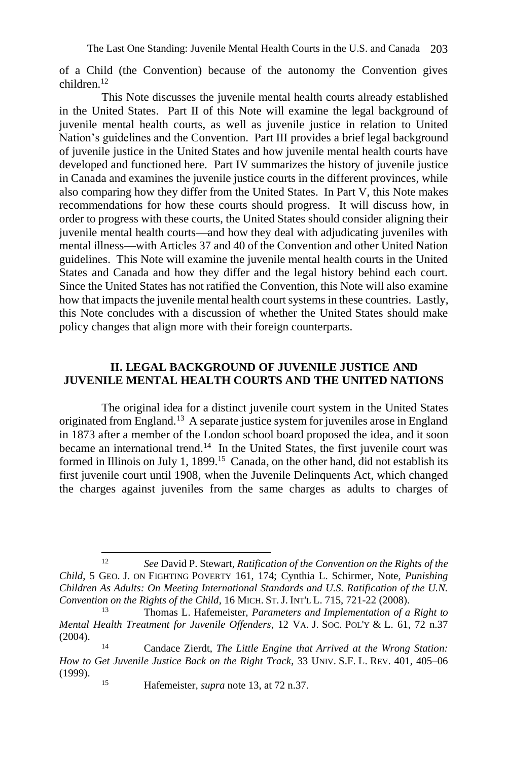of a Child (the Convention) because of the autonomy the Convention gives children.[12]

This Note discusses the juvenile mental health courts already established in the United States. Part II of this Note will examine the legal background of juvenile mental health courts, as well as juvenile justice in relation to United Nation's guidelines and the Convention. Part III provides a brief legal background of juvenile justice in the United States and how juvenile mental health courts have developed and functioned here. Part IV summarizes the history of juvenile justice in Canada and examines the juvenile justice courts in the different provinces, while also comparing how they differ from the United States. In Part V, this Note makes recommendations for how these courts should progress. It will discuss how, in order to progress with these courts, the United States should consider aligning their juvenile mental health courts—and how they deal with adjudicating juveniles with mental illness—with Articles 37 and 40 of the Convention and other United Nation guidelines. This Note will examine the juvenile mental health courts in the United States and Canada and how they differ and the legal history behind each court. Since the United States has not ratified the Convention, this Note will also examine how that impacts the juvenile mental health court systems in these countries. Lastly, this Note concludes with a discussion of whether the United States should make policy changes that align more with their foreign counterparts.

## II. LEGAL BACKGROUND OF JUVENILE JUSTICE AND JUVENILE MENTAL HEALTH COURTS AND THE UNITED NATIONS

The original idea for a distinct juvenile court system in the United States originated from England.[13] A separate justice system for juveniles arose in England in 1873 after a member of the London school board proposed the idea, and it soon became an international trend.[14] In the United States, the first juvenile court was formed in Illinois on July 1, 1899.[15] Canada, on the other hand, did not establish its first juvenile court until 1908, when the Juvenile Delinquents Act, which changed the charges against juveniles from the same charges as adults to charges of

---

[12] *See* David P. Stewart, *Ratification of the Convention on the Rights of the Child*, 5 GEO. J. ON FIGHTING POVERTY 161, 174; Cynthia L. Schirmer, Note, *Punishing Children As Adults: On Meeting International Standards and U.S. Ratification of the U.N. Convention on the Rights of the Child*, 16 MICH. ST. J. INT'L L. 715, 721-22 (2008).

[13] Thomas L. Hafemeister, *Parameters and Implementation of a Right to Mental Health Treatment for Juvenile Offenders*, 12 VA. J. SOC. POL'Y & L. 61, 72 n.37 (2004).

[14] Candace Zierdt, *The Little Engine that Arrived at the Wrong Station: How to Get Juvenile Justice Back on the Right Track*, 33 UNIV. S.F. L. REV. 401, 405–06 (1999).

[15] Hafemeister, *supra* note 13, at 72 n.37.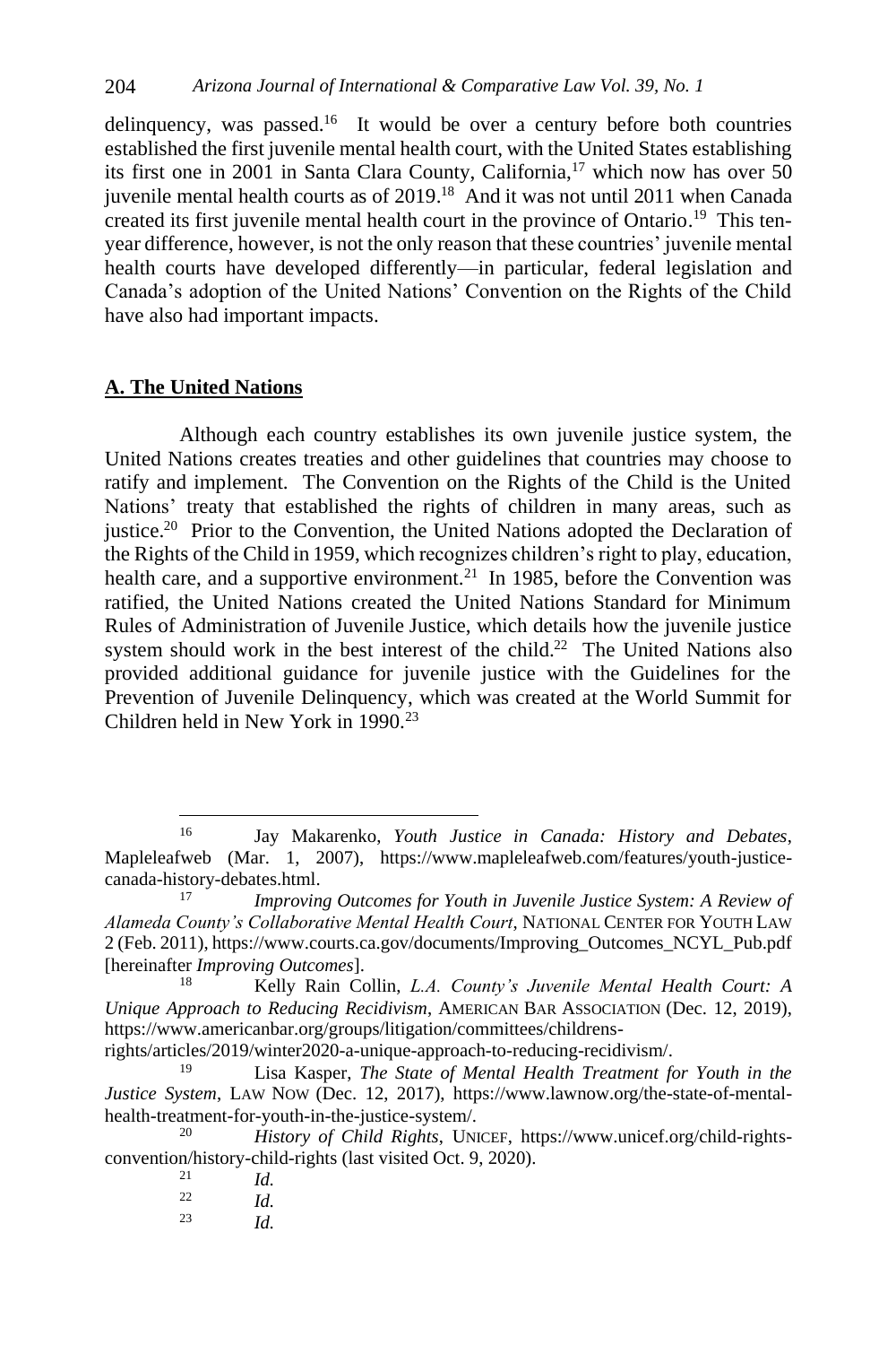delinquency, was passed.[16] It would be over a century before both countries established the first juvenile mental health court, with the United States establishing its first one in 2001 in Santa Clara County, California,[17] which now has over 50 juvenile mental health courts as of 2019.[18] And it was not until 2011 when Canada created its first juvenile mental health court in the province of Ontario.[19] This ten-year difference, however, is not the only reason that these countries' juvenile mental health courts have developed differently—in particular, federal legislation and Canada's adoption of the United Nations' Convention on the Rights of the Child have also had important impacts.

## A. The United Nations

Although each country establishes its own juvenile justice system, the United Nations creates treaties and other guidelines that countries may choose to ratify and implement. The Convention on the Rights of the Child is the United Nations' treaty that established the rights of children in many areas, such as justice.[20] Prior to the Convention, the United Nations adopted the Declaration of the Rights of the Child in 1959, which recognizes children's right to play, education, health care, and a supportive environment.[21] In 1985, before the Convention was ratified, the United Nations created the United Nations Standard for Minimum Rules of Administration of Juvenile Justice, which details how the juvenile justice system should work in the best interest of the child.[22] The United Nations also provided additional guidance for juvenile justice with the Guidelines for the Prevention of Juvenile Delinquency, which was created at the World Summit for Children held in New York in 1990.[23]

---

[16] Jay Makarenko, *Youth Justice in Canada: History and Debates*, Mapleleafweb (Mar. 1, 2007), https://www.mapleleafweb.com/features/youth-justice-canada-history-debates.html.

[17] *Improving Outcomes for Youth in Juvenile Justice System: A Review of Alameda County's Collaborative Mental Health Court*, NATIONAL CENTER FOR YOUTH LAW 2 (Feb. 2011), https://www.courts.ca.gov/documents/Improving_Outcomes_NCYL_Pub.pdf [hereinafter *Improving Outcomes*].

[18] Kelly Rain Collin, *L.A. County's Juvenile Mental Health Court: A Unique Approach to Reducing Recidivism*, AMERICAN BAR ASSOCIATION (Dec. 12, 2019), https://www.americanbar.org/groups/litigation/committees/childrens-rights/articles/2019/winter2020-a-unique-approach-to-reducing-recidivism/.

[19] Lisa Kasper, *The State of Mental Health Treatment for Youth in the Justice System*, LAW NOW (Dec. 12, 2017), https://www.lawnow.org/the-state-of-mental-health-treatment-for-youth-in-the-justice-system/.

[20] *History of Child Rights*, UNICEF, https://www.unicef.org/child-rights-convention/history-child-rights (last visited Oct. 9, 2020).

[21] *Id.*

[22] *Id.*

[23] *Id.*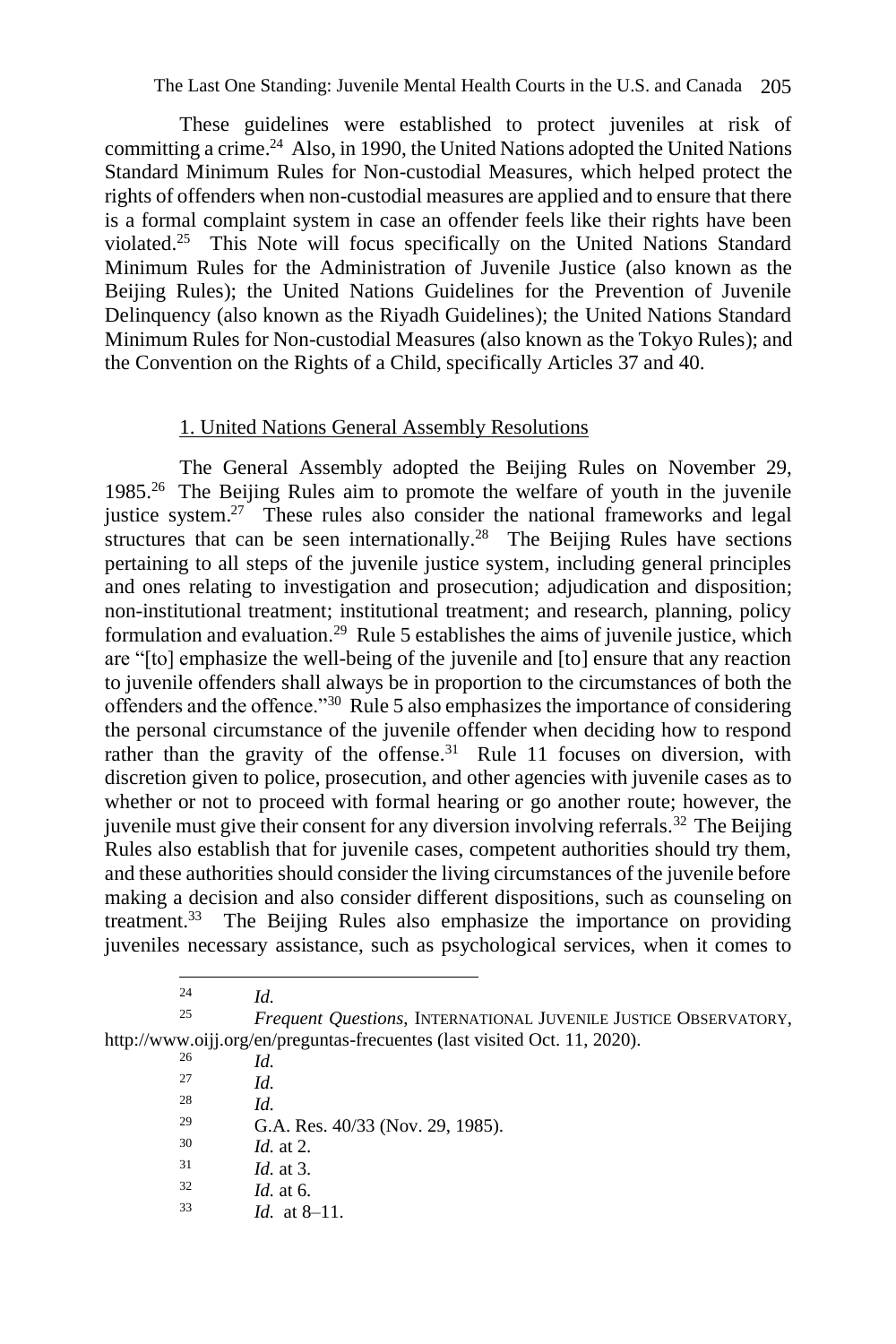These guidelines were established to protect juveniles at risk of committing a crime.[24] Also, in 1990, the United Nations adopted the United Nations Standard Minimum Rules for Non-custodial Measures, which helped protect the rights of offenders when non-custodial measures are applied and to ensure that there is a formal complaint system in case an offender feels like their rights have been violated.[25] This Note will focus specifically on the United Nations Standard Minimum Rules for the Administration of Juvenile Justice (also known as the Beijing Rules); the United Nations Guidelines for the Prevention of Juvenile Delinquency (also known as the Riyadh Guidelines); the United Nations Standard Minimum Rules for Non-custodial Measures (also known as the Tokyo Rules); and the Convention on the Rights of a Child, specifically Articles 37 and 40.

### 1. United Nations General Assembly Resolutions

The General Assembly adopted the Beijing Rules on November 29, 1985.[26] The Beijing Rules aim to promote the welfare of youth in the juvenile justice system.[27] These rules also consider the national frameworks and legal structures that can be seen internationally.[28] The Beijing Rules have sections pertaining to all steps of the juvenile justice system, including general principles and ones relating to investigation and prosecution; adjudication and disposition; non-institutional treatment; institutional treatment; and research, planning, policy formulation and evaluation.[29] Rule 5 establishes the aims of juvenile justice, which are "[to] emphasize the well-being of the juvenile and [to] ensure that any reaction to juvenile offenders shall always be in proportion to the circumstances of both the offenders and the offence."[30] Rule 5 also emphasizes the importance of considering the personal circumstance of the juvenile offender when deciding how to respond rather than the gravity of the offense.[31] Rule 11 focuses on diversion, with discretion given to police, prosecution, and other agencies with juvenile cases as to whether or not to proceed with formal hearing or go another route; however, the juvenile must give their consent for any diversion involving referrals.[32] The Beijing Rules also establish that for juvenile cases, competent authorities should try them, and these authorities should consider the living circumstances of the juvenile before making a decision and also consider different dispositions, such as counseling on treatment.[33] The Beijing Rules also emphasize the importance on providing juveniles necessary assistance, such as psychological services, when it comes to

---

[24] *Id.*

[25] *Frequent Questions*, INTERNATIONAL JUVENILE JUSTICE OBSERVATORY, http://www.oijj.org/en/preguntas-frecuentes (last visited Oct. 11, 2020).

[26] *Id.*

[27] *Id.*

[28] *Id.*

[29] G.A. Res. 40/33 (Nov. 29, 1985).

[30] *Id.* at 2.

[31] *Id.* at 3.

[32] *Id.* at 6.

[33] *Id.* at 8–11.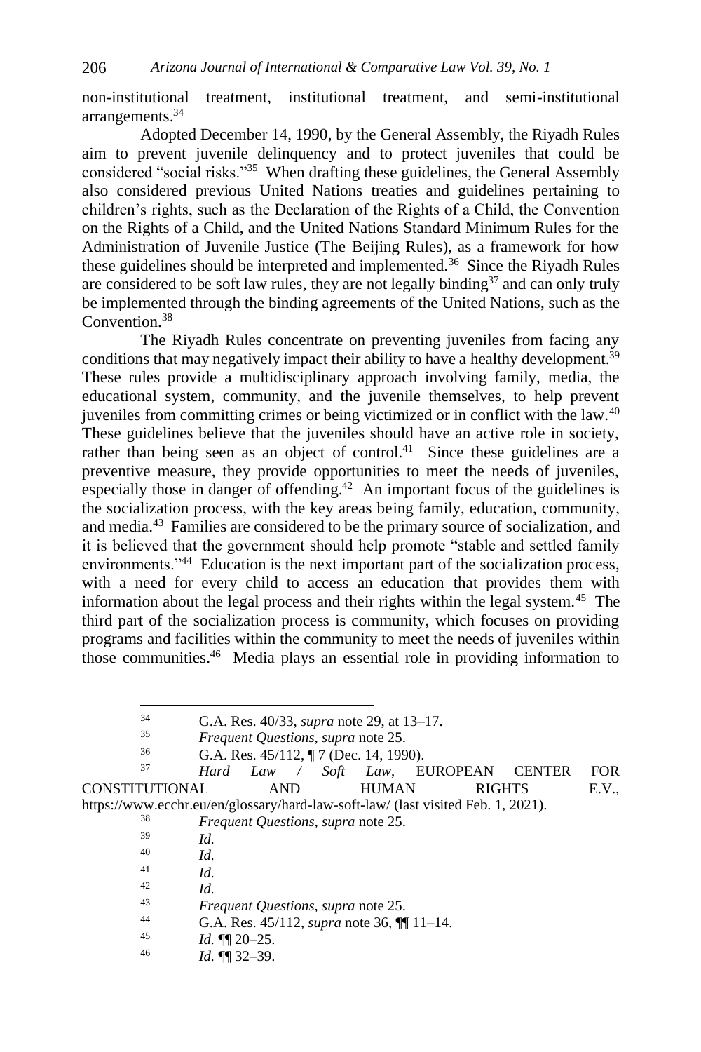non-institutional treatment, institutional treatment, and semi-institutional arrangements.[34]

Adopted December 14, 1990, by the General Assembly, the Riyadh Rules aim to prevent juvenile delinquency and to protect juveniles that could be considered "social risks."[35] When drafting these guidelines, the General Assembly also considered previous United Nations treaties and guidelines pertaining to children's rights, such as the Declaration of the Rights of a Child, the Convention on the Rights of a Child, and the United Nations Standard Minimum Rules for the Administration of Juvenile Justice (The Beijing Rules), as a framework for how these guidelines should be interpreted and implemented.[36] Since the Riyadh Rules are considered to be soft law rules, they are not legally binding[37] and can only truly be implemented through the binding agreements of the United Nations, such as the Convention.[38]

The Riyadh Rules concentrate on preventing juveniles from facing any conditions that may negatively impact their ability to have a healthy development.[39] These rules provide a multidisciplinary approach involving family, media, the educational system, community, and the juvenile themselves, to help prevent juveniles from committing crimes or being victimized or in conflict with the law.[40] These guidelines believe that the juveniles should have an active role in society, rather than being seen as an object of control.[41] Since these guidelines are a preventive measure, they provide opportunities to meet the needs of juveniles, especially those in danger of offending.[42] An important focus of the guidelines is the socialization process, with the key areas being family, education, community, and media.[43] Families are considered to be the primary source of socialization, and it is believed that the government should help promote "stable and settled family environments."[44] Education is the next important part of the socialization process, with a need for every child to access an education that provides them with information about the legal process and their rights within the legal system.[45] The third part of the socialization process is community, which focuses on providing programs and facilities within the community to meet the needs of juveniles within those communities.[46] Media plays an essential role in providing information to

---

[34] G.A. Res. 40/33, *supra* note 29, at 13–17.

[35] *Frequent Questions*, *supra* note 25.

[36] G.A. Res. 45/112, ¶ 7 (Dec. 14, 1990).

[37] *Hard Law / Soft Law*, EUROPEAN CENTER FOR CONSTITUTIONAL AND HUMAN RIGHTS E.V., https://www.ecchr.eu/en/glossary/hard-law-soft-law/ (last visited Feb. 1, 2021).

[38] *Frequent Questions*, *supra* note 25.

[39] *Id.*

[40] *Id.*

[41] *Id.*

[42] *Id.*

[43] *Frequent Questions*, *supra* note 25.

[44] G.A. Res. 45/112, *supra* note 36, ¶¶ 11–14.

[45] *Id.* ¶¶ 20–25.

[46] *Id.* ¶¶ 32–39.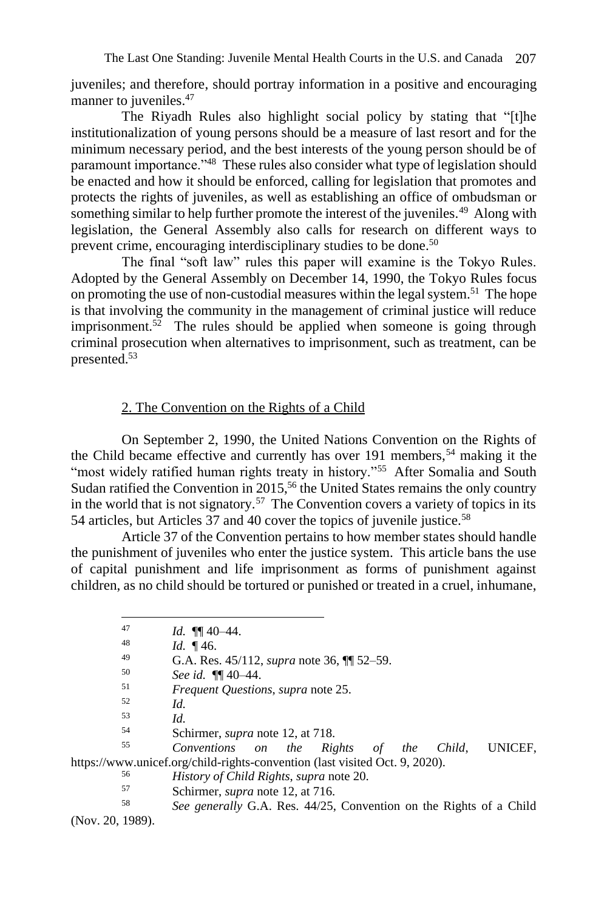juveniles; and therefore, should portray information in a positive and encouraging manner to juveniles.[47]

The Riyadh Rules also highlight social policy by stating that "[t]he institutionalization of young persons should be a measure of last resort and for the minimum necessary period, and the best interests of the young person should be of paramount importance."[48] These rules also consider what type of legislation should be enacted and how it should be enforced, calling for legislation that promotes and protects the rights of juveniles, as well as establishing an office of ombudsman or something similar to help further promote the interest of the juveniles.[49] Along with legislation, the General Assembly also calls for research on different ways to prevent crime, encouraging interdisciplinary studies to be done.[50]

The final "soft law" rules this paper will examine is the Tokyo Rules. Adopted by the General Assembly on December 14, 1990, the Tokyo Rules focus on promoting the use of non-custodial measures within the legal system.[51] The hope is that involving the community in the management of criminal justice will reduce imprisonment.[52] The rules should be applied when someone is going through criminal prosecution when alternatives to imprisonment, such as treatment, can be presented.[53]

2. The Convention on the Rights of a Child

On September 2, 1990, the United Nations Convention on the Rights of the Child became effective and currently has over 191 members,[54] making it the "most widely ratified human rights treaty in history."[55] After Somalia and South Sudan ratified the Convention in 2015,[56] the United States remains the only country in the world that is not signatory.[57] The Convention covers a variety of topics in its 54 articles, but Articles 37 and 40 cover the topics of juvenile justice.[58]

Article 37 of the Convention pertains to how member states should handle the punishment of juveniles who enter the justice system. This article bans the use of capital punishment and life imprisonment as forms of punishment against children, as no child should be tortured or punished or treated in a cruel, inhumane,

---

47 *Id.* ¶¶ 40–44.

48 *Id.* ¶ 46.

49 G.A. Res. 45/112, *supra* note 36, ¶¶ 52–59.

50 *See id.* ¶¶ 40–44.

51 *Frequent Questions*, *supra* note 25.

52 *Id.*

53 *Id.*

54 Schirmer, *supra* note 12, at 718.

55 *Conventions on the Rights of the Child*, UNICEF, https://www.unicef.org/child-rights-convention (last visited Oct. 9, 2020).

56 *History of Child Rights*, *supra* note 20.

57 Schirmer, *supra* note 12, at 716.

58 *See generally* G.A. Res. 44/25, Convention on the Rights of a Child (Nov. 20, 1989).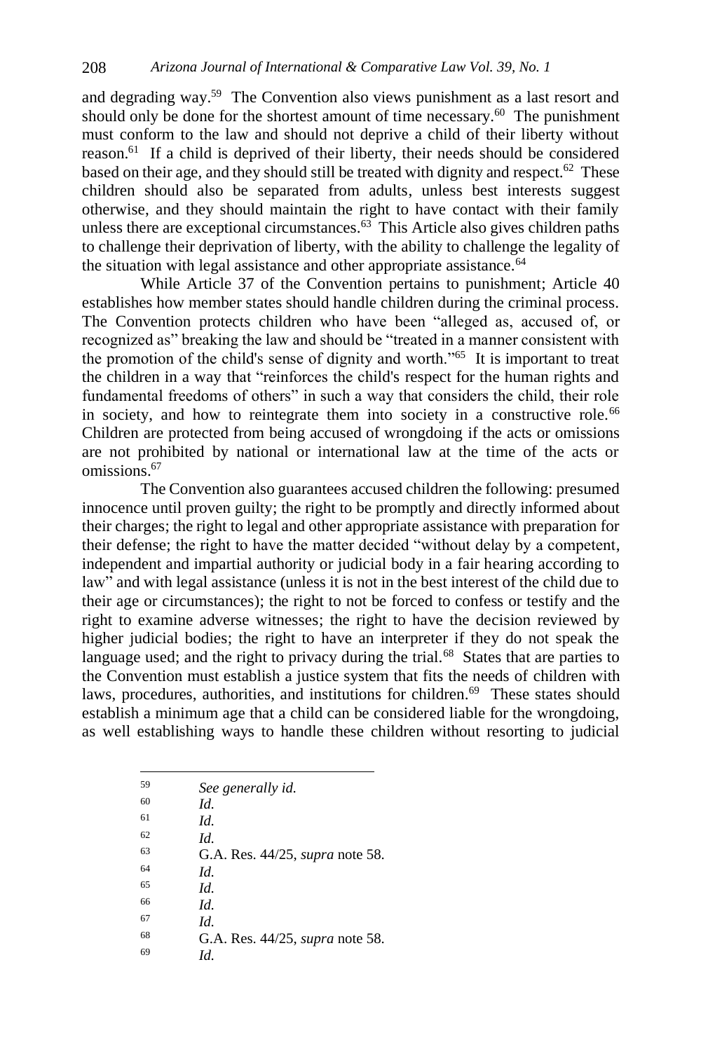and degrading way.[59] The Convention also views punishment as a last resort and should only be done for the shortest amount of time necessary.[60] The punishment must conform to the law and should not deprive a child of their liberty without reason.[61] If a child is deprived of their liberty, their needs should be considered based on their age, and they should still be treated with dignity and respect.[62] These children should also be separated from adults, unless best interests suggest otherwise, and they should maintain the right to have contact with their family unless there are exceptional circumstances.[63] This Article also gives children paths to challenge their deprivation of liberty, with the ability to challenge the legality of the situation with legal assistance and other appropriate assistance.[64]

While Article 37 of the Convention pertains to punishment; Article 40 establishes how member states should handle children during the criminal process. The Convention protects children who have been "alleged as, accused of, or recognized as" breaking the law and should be "treated in a manner consistent with the promotion of the child's sense of dignity and worth."[65] It is important to treat the children in a way that "reinforces the child's respect for the human rights and fundamental freedoms of others" in such a way that considers the child, their role in society, and how to reintegrate them into society in a constructive role.[66] Children are protected from being accused of wrongdoing if the acts or omissions are not prohibited by national or international law at the time of the acts or omissions.[67]

The Convention also guarantees accused children the following: presumed innocence until proven guilty; the right to be promptly and directly informed about their charges; the right to legal and other appropriate assistance with preparation for their defense; the right to have the matter decided "without delay by a competent, independent and impartial authority or judicial body in a fair hearing according to law" and with legal assistance (unless it is not in the best interest of the child due to their age or circumstances); the right to not be forced to confess or testify and the right to examine adverse witnesses; the right to have the decision reviewed by higher judicial bodies; the right to have an interpreter if they do not speak the language used; and the right to privacy during the trial.[68] States that are parties to the Convention must establish a justice system that fits the needs of children with laws, procedures, authorities, and institutions for children.[69] These states should establish a minimum age that a child can be considered liable for the wrongdoing, as well establishing ways to handle these children without resorting to judicial

---

59 *See generally id.*

60 *Id.*

61 *Id.*

62 *Id.*

63 G.A. Res. 44/25, *supra* note 58.

64 *Id.*

65 *Id.*

66 *Id.*

67 *Id.*

68 G.A. Res. 44/25, *supra* note 58.

69 *Id.*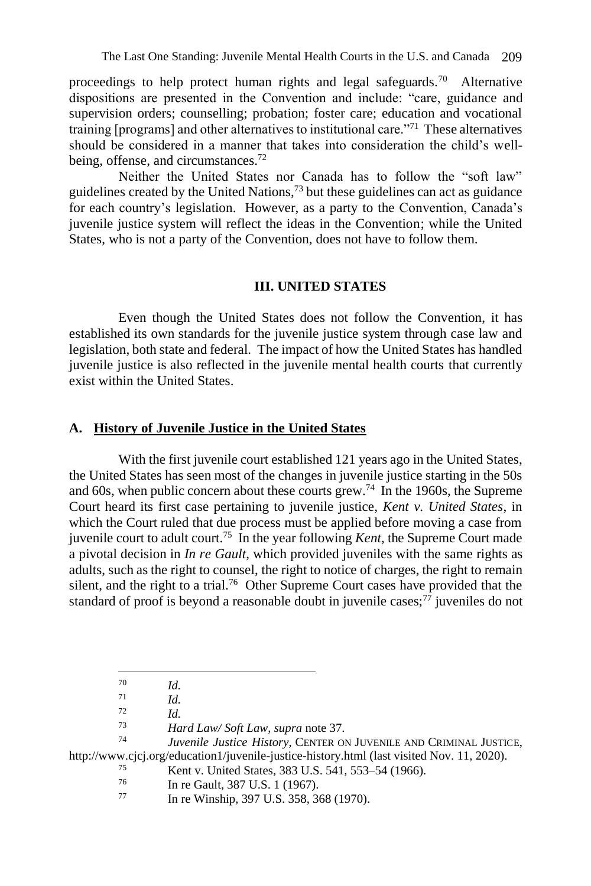proceedings to help protect human rights and legal safeguards.[70] Alternative dispositions are presented in the Convention and include: "care, guidance and supervision orders; counselling; probation; foster care; education and vocational training [programs] and other alternatives to institutional care."[71] These alternatives should be considered in a manner that takes into consideration the child's well-being, offense, and circumstances.[72]

Neither the United States nor Canada has to follow the "soft law" guidelines created by the United Nations,[73] but these guidelines can act as guidance for each country's legislation. However, as a party to the Convention, Canada's juvenile justice system will reflect the ideas in the Convention; while the United States, who is not a party of the Convention, does not have to follow them.

## III. UNITED STATES

Even though the United States does not follow the Convention, it has established its own standards for the juvenile justice system through case law and legislation, both state and federal. The impact of how the United States has handled juvenile justice is also reflected in the juvenile mental health courts that currently exist within the United States.

### A. History of Juvenile Justice in the United States

With the first juvenile court established 121 years ago in the United States, the United States has seen most of the changes in juvenile justice starting in the 50s and 60s, when public concern about these courts grew.[74] In the 1960s, the Supreme Court heard its first case pertaining to juvenile justice, *Kent v. United States*, in which the Court ruled that due process must be applied before moving a case from juvenile court to adult court.[75] In the year following *Kent*, the Supreme Court made a pivotal decision in *In re Gault*, which provided juveniles with the same rights as adults, such as the right to counsel, the right to notice of charges, the right to remain silent, and the right to a trial.[76] Other Supreme Court cases have provided that the standard of proof is beyond a reasonable doubt in juvenile cases;[77] juveniles do not

---

[70] *Id.*

[71] *Id.*

[72] *Id.*

[73] *Hard Law/ Soft Law*, *supra* note 37.

[74] *Juvenile Justice History*, CENTER ON JUVENILE AND CRIMINAL JUSTICE, http://www.cjcj.org/education1/juvenile-justice-history.html (last visited Nov. 11, 2020).

[75] Kent v. United States, 383 U.S. 541, 553–54 (1966).

[76] In re Gault, 387 U.S. 1 (1967).

[77] In re Winship, 397 U.S. 358, 368 (1970).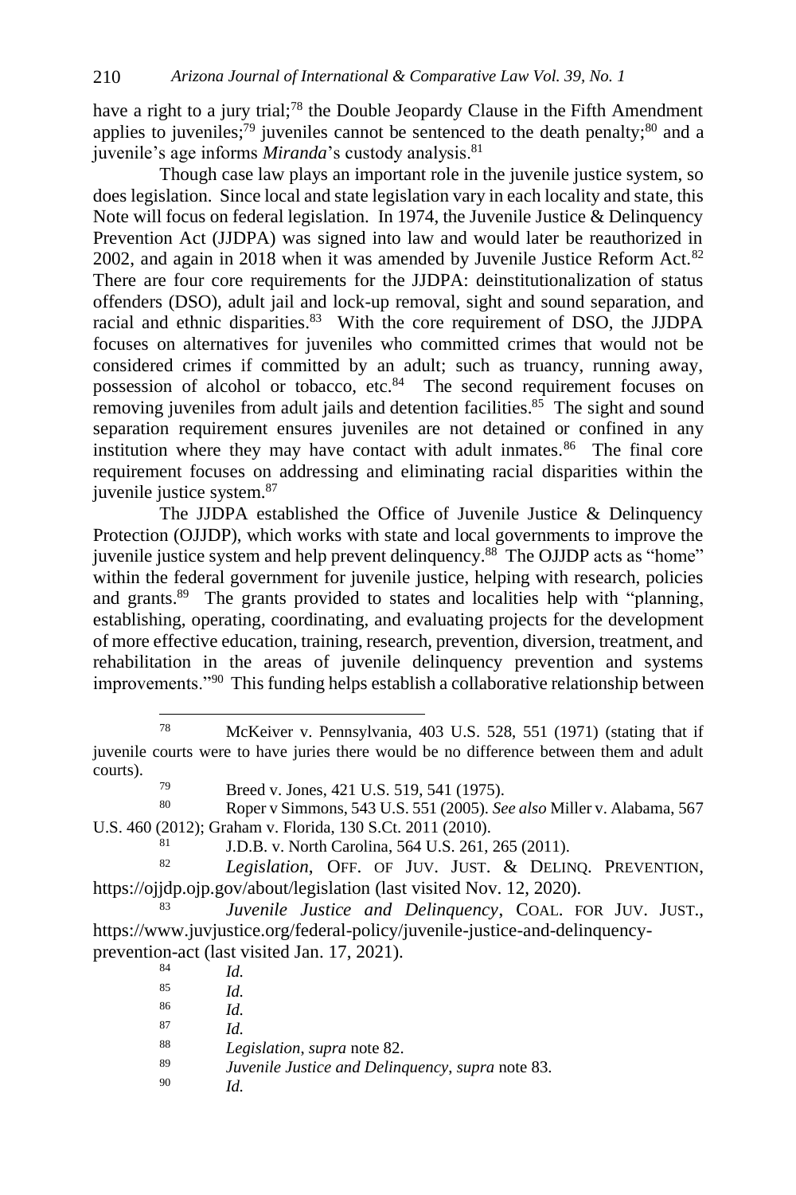have a right to a jury trial;[78] the Double Jeopardy Clause in the Fifth Amendment applies to juveniles;[79] juveniles cannot be sentenced to the death penalty;[80] and a juvenile's age informs *Miranda*'s custody analysis.[81]

Though case law plays an important role in the juvenile justice system, so does legislation. Since local and state legislation vary in each locality and state, this Note will focus on federal legislation. In 1974, the Juvenile Justice & Delinquency Prevention Act (JJDPA) was signed into law and would later be reauthorized in 2002, and again in 2018 when it was amended by Juvenile Justice Reform Act.[82] There are four core requirements for the JJDPA: deinstitutionalization of status offenders (DSO), adult jail and lock-up removal, sight and sound separation, and racial and ethnic disparities.[83] With the core requirement of DSO, the JJDPA focuses on alternatives for juveniles who committed crimes that would not be considered crimes if committed by an adult; such as truancy, running away, possession of alcohol or tobacco, etc.[84] The second requirement focuses on removing juveniles from adult jails and detention facilities.[85] The sight and sound separation requirement ensures juveniles are not detained or confined in any institution where they may have contact with adult inmates.[86] The final core requirement focuses on addressing and eliminating racial disparities within the juvenile justice system.[87]

The JJDPA established the Office of Juvenile Justice & Delinquency Protection (OJJDP), which works with state and local governments to improve the juvenile justice system and help prevent delinquency.[88] The OJJDP acts as "home" within the federal government for juvenile justice, helping with research, policies and grants.[89] The grants provided to states and localities help with "planning, establishing, operating, coordinating, and evaluating projects for the development of more effective education, training, research, prevention, diversion, treatment, and rehabilitation in the areas of juvenile delinquency prevention and systems improvements."[90] This funding helps establish a collaborative relationship between

---

[78] McKeiver v. Pennsylvania, 403 U.S. 528, 551 (1971) (stating that if juvenile courts were to have juries there would be no difference between them and adult courts).

[79] Breed v. Jones, 421 U.S. 519, 541 (1975).

[80] Roper v Simmons, 543 U.S. 551 (2005). *See also* Miller v. Alabama, 567 U.S. 460 (2012); Graham v. Florida, 130 S.Ct. 2011 (2010).

[81] J.D.B. v. North Carolina, 564 U.S. 261, 265 (2011).

[82] *Legislation*, OFF. OF JUV. JUST. & DELINQ. PREVENTION, https://ojjdp.ojp.gov/about/legislation (last visited Nov. 12, 2020).

[83] *Juvenile Justice and Delinquency*, COAL. FOR JUV. JUST., https://www.juvjustice.org/federal-policy/juvenile-justice-and-delinquency-prevention-act (last visited Jan. 17, 2021).

[84] *Id.*

[85] *Id.*

[86] *Id.*

[87] *Id.*

[88] *Legislation*, *supra* note 82.

[89] *Juvenile Justice and Delinquency*, *supra* note 83.

[90] *Id.*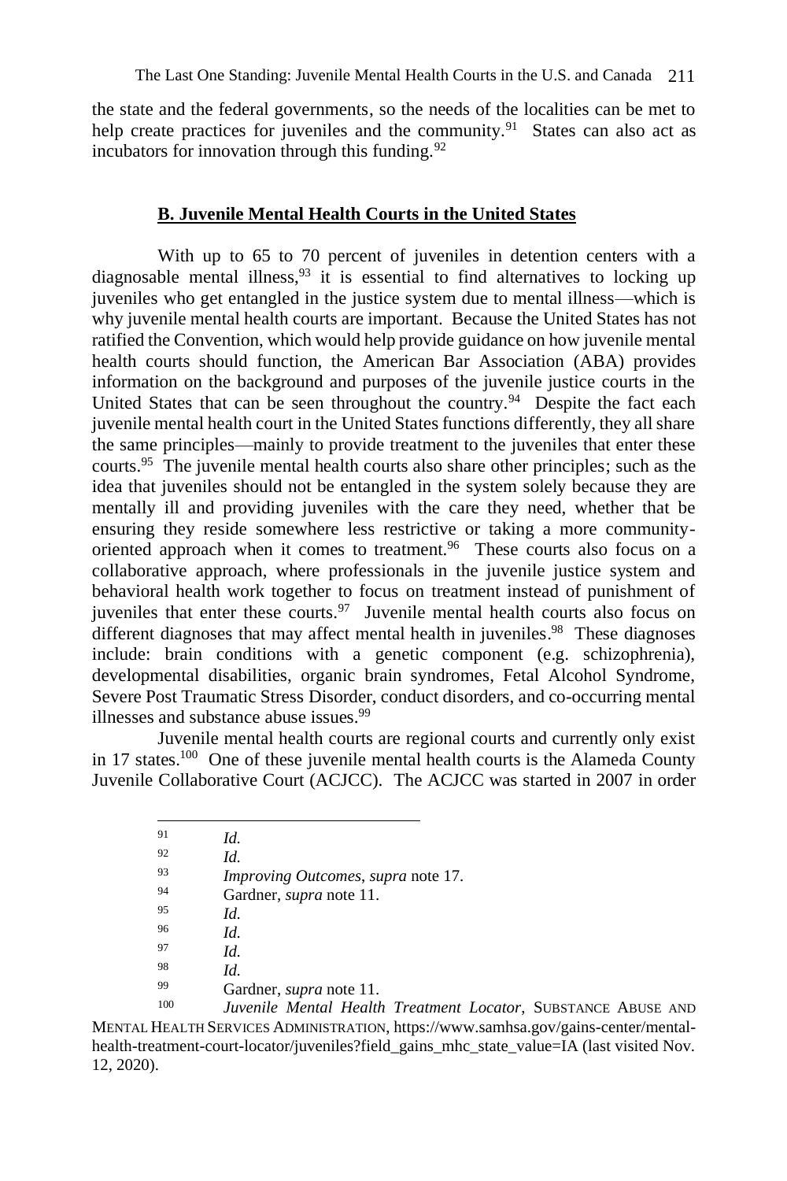the state and the federal governments, so the needs of the localities can be met to help create practices for juveniles and the community.[91] States can also act as incubators for innovation through this funding.[92]

## **B. Juvenile Mental Health Courts in the United States**

With up to 65 to 70 percent of juveniles in detention centers with a diagnosable mental illness,[93] it is essential to find alternatives to locking up juveniles who get entangled in the justice system due to mental illness—which is why juvenile mental health courts are important. Because the United States has not ratified the Convention, which would help provide guidance on how juvenile mental health courts should function, the American Bar Association (ABA) provides information on the background and purposes of the juvenile justice courts in the United States that can be seen throughout the country.[94] Despite the fact each juvenile mental health court in the United States functions differently, they all share the same principles—mainly to provide treatment to the juveniles that enter these courts.[95] The juvenile mental health courts also share other principles; such as the idea that juveniles should not be entangled in the system solely because they are mentally ill and providing juveniles with the care they need, whether that be ensuring they reside somewhere less restrictive or taking a more community-oriented approach when it comes to treatment.[96] These courts also focus on a collaborative approach, where professionals in the juvenile justice system and behavioral health work together to focus on treatment instead of punishment of juveniles that enter these courts.[97] Juvenile mental health courts also focus on different diagnoses that may affect mental health in juveniles.[98] These diagnoses include: brain conditions with a genetic component (e.g. schizophrenia), developmental disabilities, organic brain syndromes, Fetal Alcohol Syndrome, Severe Post Traumatic Stress Disorder, conduct disorders, and co-occurring mental illnesses and substance abuse issues.[99]

Juvenile mental health courts are regional courts and currently only exist in 17 states.[100] One of these juvenile mental health courts is the Alameda County Juvenile Collaborative Court (ACJCC). The ACJCC was started in 2007 in order

---

91 *Id.*

92 *Id.*

93 *Improving Outcomes*, *supra* note 17.

94 Gardner, *supra* note 11.

95 *Id.*

96 *Id.*

97 *Id.*

98 *Id.*

99 Gardner, *supra* note 11.

100 *Juvenile Mental Health Treatment Locator*, SUBSTANCE ABUSE AND MENTAL HEALTH SERVICES ADMINISTRATION, https://www.samhsa.gov/gains-center/mental-health-treatment-court-locator/juveniles?field_gains_mhc_state_value=IA (last visited Nov. 12, 2020).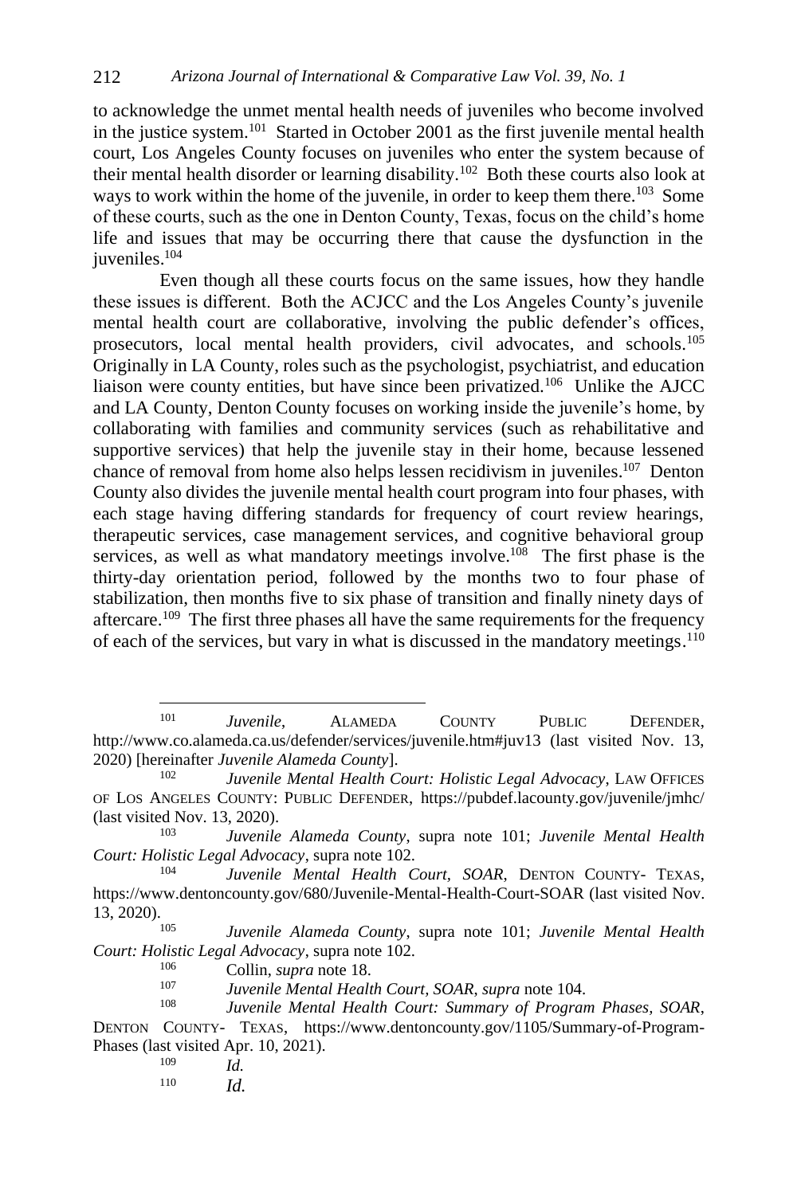to acknowledge the unmet mental health needs of juveniles who become involved in the justice system.[101] Started in October 2001 as the first juvenile mental health court, Los Angeles County focuses on juveniles who enter the system because of their mental health disorder or learning disability.[102] Both these courts also look at ways to work within the home of the juvenile, in order to keep them there.[103] Some of these courts, such as the one in Denton County, Texas, focus on the child's home life and issues that may be occurring there that cause the dysfunction in the juveniles.[104]

Even though all these courts focus on the same issues, how they handle these issues is different. Both the ACJCC and the Los Angeles County's juvenile mental health court are collaborative, involving the public defender's offices, prosecutors, local mental health providers, civil advocates, and schools.[105] Originally in LA County, roles such as the psychologist, psychiatrist, and education liaison were county entities, but have since been privatized.[106] Unlike the AJCC and LA County, Denton County focuses on working inside the juvenile's home, by collaborating with families and community services (such as rehabilitative and supportive services) that help the juvenile stay in their home, because lessened chance of removal from home also helps lessen recidivism in juveniles.[107] Denton County also divides the juvenile mental health court program into four phases, with each stage having differing standards for frequency of court review hearings, therapeutic services, case management services, and cognitive behavioral group services, as well as what mandatory meetings involve.[108] The first phase is the thirty-day orientation period, followed by the months two to four phase of stabilization, then months five to six phase of transition and finally ninety days of aftercare.[109] The first three phases all have the same requirements for the frequency of each of the services, but vary in what is discussed in the mandatory meetings.[110]

---

[101] *Juvenile*, ALAMEDA COUNTY PUBLIC DEFENDER, http://www.co.alameda.ca.us/defender/services/juvenile.htm#juv13 (last visited Nov. 13, 2020) [hereinafter *Juvenile Alameda County*].

[102] *Juvenile Mental Health Court: Holistic Legal Advocacy*, LAW OFFICES OF LOS ANGELES COUNTY: PUBLIC DEFENDER, https://pubdef.lacounty.gov/juvenile/jmhc/ (last visited Nov. 13, 2020).

[103] *Juvenile Alameda County*, supra note 101; *Juvenile Mental Health Court: Holistic Legal Advocacy*, supra note 102.

[104] *Juvenile Mental Health Court, SOAR*, DENTON COUNTY- TEXAS, https://www.dentoncounty.gov/680/Juvenile-Mental-Health-Court-SOAR (last visited Nov. 13, 2020).

[105] *Juvenile Alameda County*, supra note 101; *Juvenile Mental Health Court: Holistic Legal Advocacy*, supra note 102.

[106] Collin, *supra* note 18.

[107] *Juvenile Mental Health Court, SOAR*, *supra* note 104.

[108] *Juvenile Mental Health Court: Summary of Program Phases, SOAR*, DENTON COUNTY- TEXAS, https://www.dentoncounty.gov/1105/Summary-of-Program-Phases (last visited Apr. 10, 2021).

[109] *Id.*

[110] *Id.*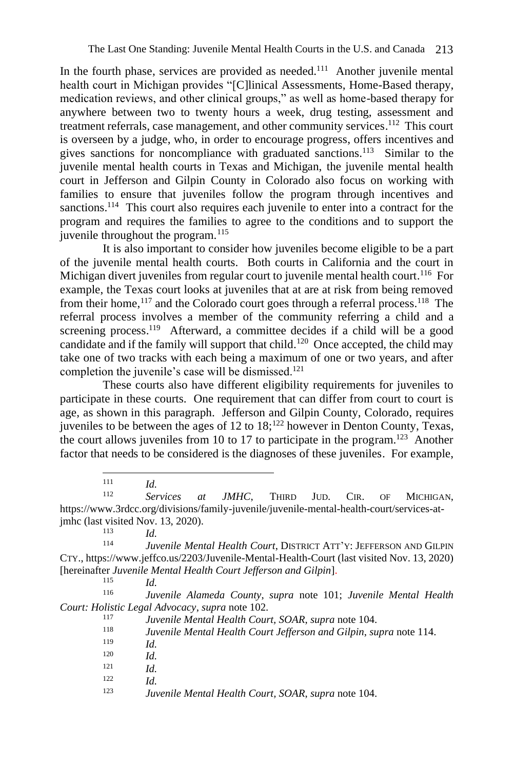In the fourth phase, services are provided as needed.[111] Another juvenile mental health court in Michigan provides "[C]linical Assessments, Home-Based therapy, medication reviews, and other clinical groups," as well as home-based therapy for anywhere between two to twenty hours a week, drug testing, assessment and treatment referrals, case management, and other community services.[112] This court is overseen by a judge, who, in order to encourage progress, offers incentives and gives sanctions for noncompliance with graduated sanctions.[113] Similar to the juvenile mental health courts in Texas and Michigan, the juvenile mental health court in Jefferson and Gilpin County in Colorado also focus on working with families to ensure that juveniles follow the program through incentives and sanctions.[114] This court also requires each juvenile to enter into a contract for the program and requires the families to agree to the conditions and to support the juvenile throughout the program.[115]

It is also important to consider how juveniles become eligible to be a part of the juvenile mental health courts. Both courts in California and the court in Michigan divert juveniles from regular court to juvenile mental health court.[116] For example, the Texas court looks at juveniles that at are at risk from being removed from their home,[117] and the Colorado court goes through a referral process.[118] The referral process involves a member of the community referring a child and a screening process.[119] Afterward, a committee decides if a child will be a good candidate and if the family will support that child.[120] Once accepted, the child may take one of two tracks with each being a maximum of one or two years, and after completion the juvenile's case will be dismissed.[121]

These courts also have different eligibility requirements for juveniles to participate in these courts. One requirement that can differ from court to court is age, as shown in this paragraph. Jefferson and Gilpin County, Colorado, requires juveniles to be between the ages of 12 to 18;[122] however in Denton County, Texas, the court allows juveniles from 10 to 17 to participate in the program.[123] Another factor that needs to be considered is the diagnoses of these juveniles. For example,

---

[111] *Id.*

[112] *Services at JMHC*, THIRD JUD. CIR. OF MICHIGAN, https://www.3rdcc.org/divisions/family-juvenile/juvenile-mental-health-court/services-at-jmhc (last visited Nov. 13, 2020).

[113] *Id.*

[114] *Juvenile Mental Health Court*, DISTRICT ATT'Y: JEFFERSON AND GILPIN CTY., https://www.jeffco.us/2203/Juvenile-Mental-Health-Court (last visited Nov. 13, 2020) [hereinafter *Juvenile Mental Health Court Jefferson and Gilpin*].

[115] *Id.*

[116] *Juvenile Alameda County*, *supra* note 101; *Juvenile Mental Health Court: Holistic Legal Advocacy*, *supra* note 102.

[117] *Juvenile Mental Health Court, SOAR*, *supra* note 104.

[118] *Juvenile Mental Health Court Jefferson and Gilpin*, *supra* note 114.

[119] *Id.*

[120] *Id.*

[121] *Id.*

[122] *Id.*

[123] *Juvenile Mental Health Court, SOAR*, *supra* note 104.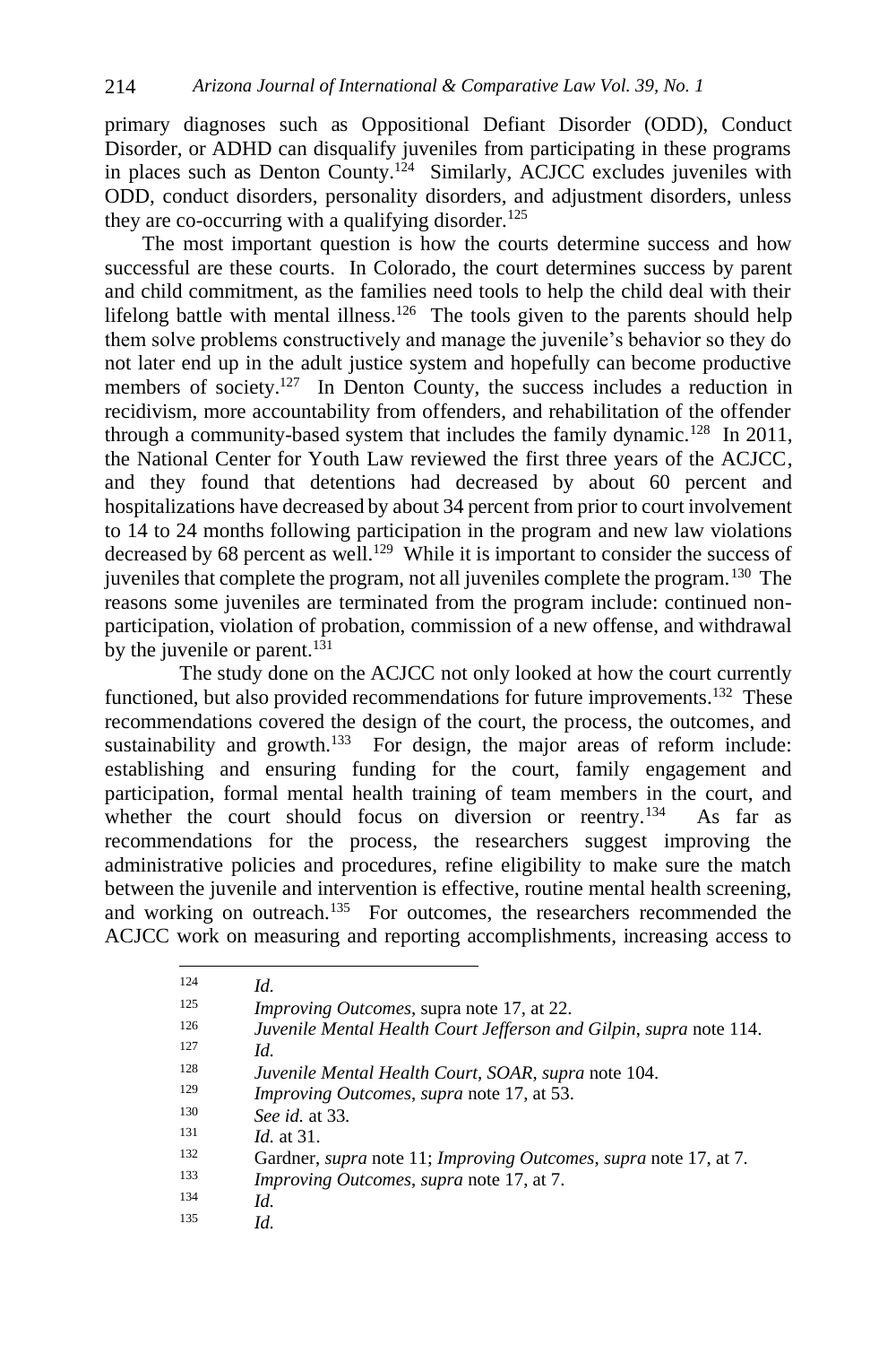primary diagnoses such as Oppositional Defiant Disorder (ODD), Conduct Disorder, or ADHD can disqualify juveniles from participating in these programs in places such as Denton County.[124] Similarly, ACJCC excludes juveniles with ODD, conduct disorders, personality disorders, and adjustment disorders, unless they are co-occurring with a qualifying disorder.[125]

The most important question is how the courts determine success and how successful are these courts. In Colorado, the court determines success by parent and child commitment, as the families need tools to help the child deal with their lifelong battle with mental illness.[126] The tools given to the parents should help them solve problems constructively and manage the juvenile's behavior so they do not later end up in the adult justice system and hopefully can become productive members of society.[127] In Denton County, the success includes a reduction in recidivism, more accountability from offenders, and rehabilitation of the offender through a community-based system that includes the family dynamic.[128] In 2011, the National Center for Youth Law reviewed the first three years of the ACJCC, and they found that detentions had decreased by about 60 percent and hospitalizations have decreased by about 34 percent from prior to court involvement to 14 to 24 months following participation in the program and new law violations decreased by 68 percent as well.[129] While it is important to consider the success of juveniles that complete the program, not all juveniles complete the program.[130] The reasons some juveniles are terminated from the program include: continued non-participation, violation of probation, commission of a new offense, and withdrawal by the juvenile or parent.[131]

The study done on the ACJCC not only looked at how the court currently functioned, but also provided recommendations for future improvements.[132] These recommendations covered the design of the court, the process, the outcomes, and sustainability and growth.[133] For design, the major areas of reform include: establishing and ensuring funding for the court, family engagement and participation, formal mental health training of team members in the court, and whether the court should focus on diversion or reentry.[134] As far as recommendations for the process, the researchers suggest improving the administrative policies and procedures, refine eligibility to make sure the match between the juvenile and intervention is effective, routine mental health screening, and working on outreach.[135] For outcomes, the researchers recommended the ACJCC work on measuring and reporting accomplishments, increasing access to

---

[124] *Id.*

[125] *Improving Outcomes*, supra note 17, at 22.

[126] *Juvenile Mental Health Court Jefferson and Gilpin*, *supra* note 114.

[127] *Id.*

[128] *Juvenile Mental Health Court, SOAR*, *supra* note 104.

[129] *Improving Outcomes*, *supra* note 17, at 53.

[130] *See id.* at 33.

[131] *Id.* at 31.

[132] Gardner, *supra* note 11; *Improving Outcomes*, *supra* note 17, at 7.

[133] *Improving Outcomes*, *supra* note 17, at 7.

[134] *Id.*

[135] *Id.*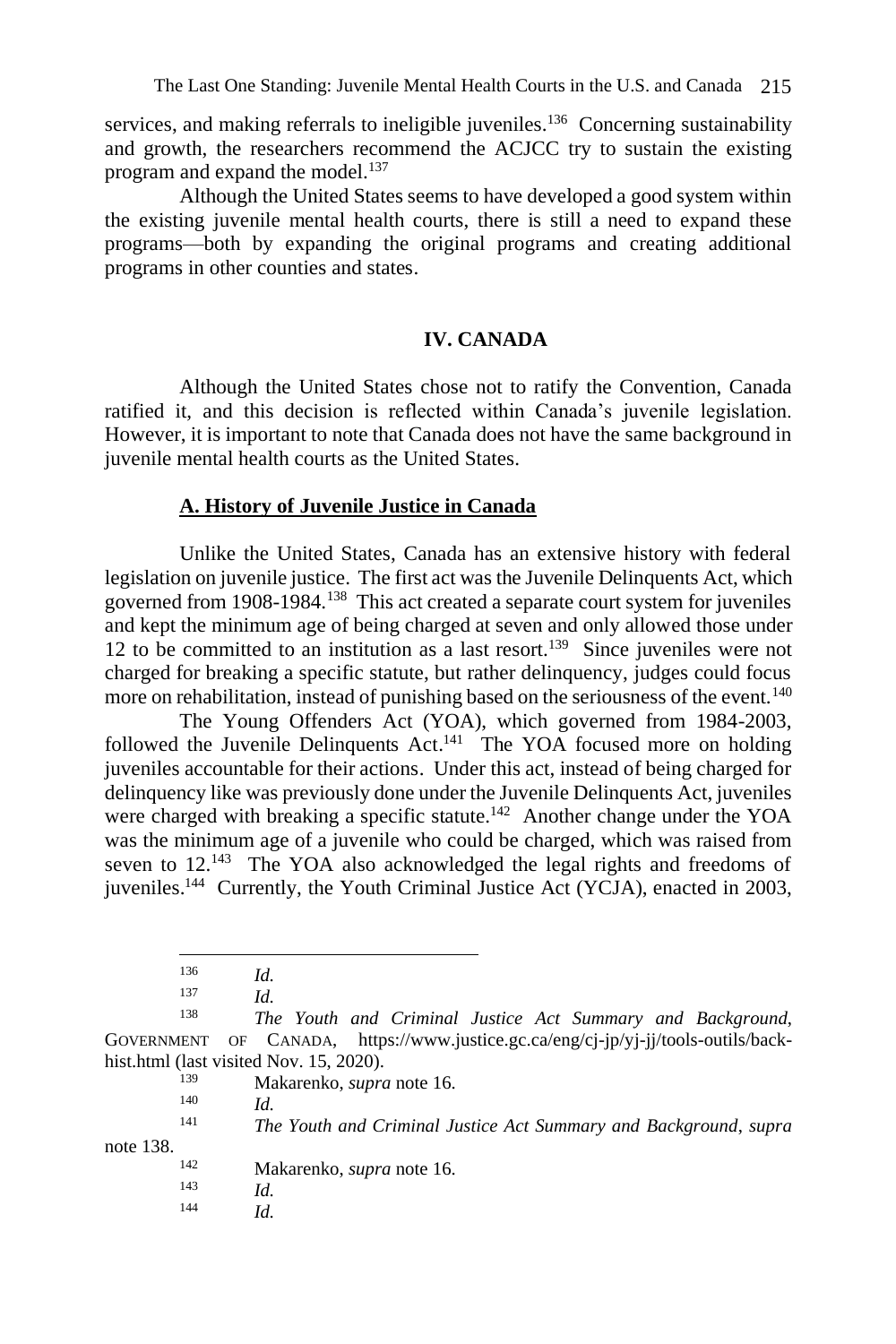services, and making referrals to ineligible juveniles.[136] Concerning sustainability and growth, the researchers recommend the ACJCC try to sustain the existing program and expand the model.[137]

Although the United States seems to have developed a good system within the existing juvenile mental health courts, there is still a need to expand these programs—both by expanding the original programs and creating additional programs in other counties and states.

## IV. CANADA

Although the United States chose not to ratify the Convention, Canada ratified it, and this decision is reflected within Canada's juvenile legislation. However, it is important to note that Canada does not have the same background in juvenile mental health courts as the United States.

### A. History of Juvenile Justice in Canada

Unlike the United States, Canada has an extensive history with federal legislation on juvenile justice. The first act was the Juvenile Delinquents Act, which governed from 1908-1984.[138] This act created a separate court system for juveniles and kept the minimum age of being charged at seven and only allowed those under 12 to be committed to an institution as a last resort.[139] Since juveniles were not charged for breaking a specific statute, but rather delinquency, judges could focus more on rehabilitation, instead of punishing based on the seriousness of the event.[140]

The Young Offenders Act (YOA), which governed from 1984-2003, followed the Juvenile Delinquents Act.[141] The YOA focused more on holding juveniles accountable for their actions. Under this act, instead of being charged for delinquency like was previously done under the Juvenile Delinquents Act, juveniles were charged with breaking a specific statute.[142] Another change under the YOA was the minimum age of a juvenile who could be charged, which was raised from seven to 12.[143] The YOA also acknowledged the legal rights and freedoms of juveniles.[144] Currently, the Youth Criminal Justice Act (YCJA), enacted in 2003,

---

[136] *Id.*

[137] *Id.*

[138] *The Youth and Criminal Justice Act Summary and Background*, GOVERNMENT OF CANADA, https://www.justice.gc.ca/eng/cj-jp/yj-jj/tools-outils/back-hist.html (last visited Nov. 15, 2020).

[139] Makarenko, *supra* note 16.

[140] *Id.*

[141] *The Youth and Criminal Justice Act Summary and Background*, *supra* note 138.

[142] Makarenko, *supra* note 16.

[143] *Id.*

[144] *Id.*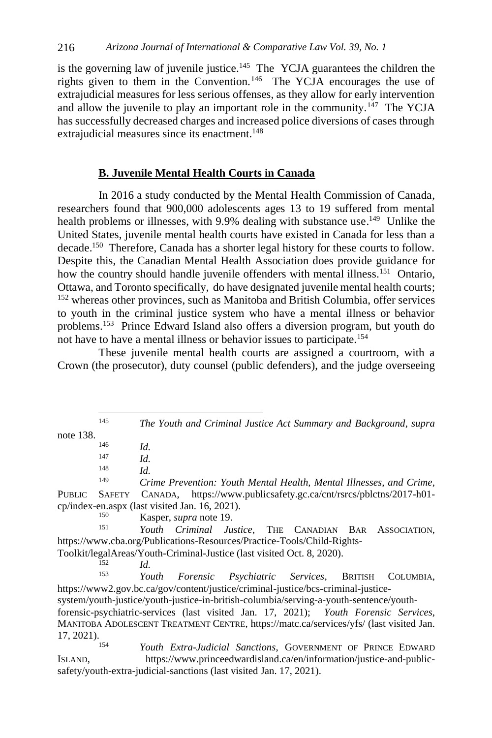is the governing law of juvenile justice.[145] The YCJA guarantees the children the rights given to them in the Convention.[146] The YCJA encourages the use of extrajudicial measures for less serious offenses, as they allow for early intervention and allow the juvenile to play an important role in the community.[147] The YCJA has successfully decreased charges and increased police diversions of cases through extrajudicial measures since its enactment.[148]

### **B. Juvenile Mental Health Courts in Canada**

In 2016 a study conducted by the Mental Health Commission of Canada, researchers found that 900,000 adolescents ages 13 to 19 suffered from mental health problems or illnesses, with 9.9% dealing with substance use.[149] Unlike the United States, juvenile mental health courts have existed in Canada for less than a decade.[150] Therefore, Canada has a shorter legal history for these courts to follow. Despite this, the Canadian Mental Health Association does provide guidance for how the country should handle juvenile offenders with mental illness.[151] Ontario, Ottawa, and Toronto specifically, do have designated juvenile mental health courts;[152] whereas other provinces, such as Manitoba and British Columbia, offer services to youth in the criminal justice system who have a mental illness or behavior problems.[153] Prince Edward Island also offers a diversion program, but youth do not have to have a mental illness or behavior issues to participate.[154]

These juvenile mental health courts are assigned a courtroom, with a Crown (the prosecutor), duty counsel (public defenders), and the judge overseeing

---

[145] *The Youth and Criminal Justice Act Summary and Background*, *supra* note 138.

[146] *Id.*

[147] *Id.*

[148] *Id.*

[149] *Crime Prevention: Youth Mental Health, Mental Illnesses, and Crime*, PUBLIC SAFETY CANADA, https://www.publicsafety.gc.ca/cnt/rsrcs/pblctns/2017-h01-cp/index-en.aspx (last visited Jan. 16, 2021).

[150] Kasper, *supra* note 19.

[151] *Youth Criminal Justice*, THE CANADIAN BAR ASSOCIATION, https://www.cba.org/Publications-Resources/Practice-Tools/Child-Rights-Toolkit/legalAreas/Youth-Criminal-Justice (last visited Oct. 8, 2020).

[152] *Id.*

[153] *Youth Forensic Psychiatric Services*, BRITISH COLUMBIA, https://www2.gov.bc.ca/gov/content/justice/criminal-justice/bcs-criminal-justice-system/youth-justice/youth-justice-in-british-columbia/serving-a-youth-sentence/youth-forensic-psychiatric-services (last visited Jan. 17, 2021); *Youth Forensic Services*, MANITOBA ADOLESCENT TREATMENT CENTRE, https://matc.ca/services/yfs/ (last visited Jan. 17, 2021).

[154] *Youth Extra-Judicial Sanctions*, GOVERNMENT OF PRINCE EDWARD ISLAND, https://www.princeedwardisland.ca/en/information/justice-and-public-safety/youth-extra-judicial-sanctions (last visited Jan. 17, 2021).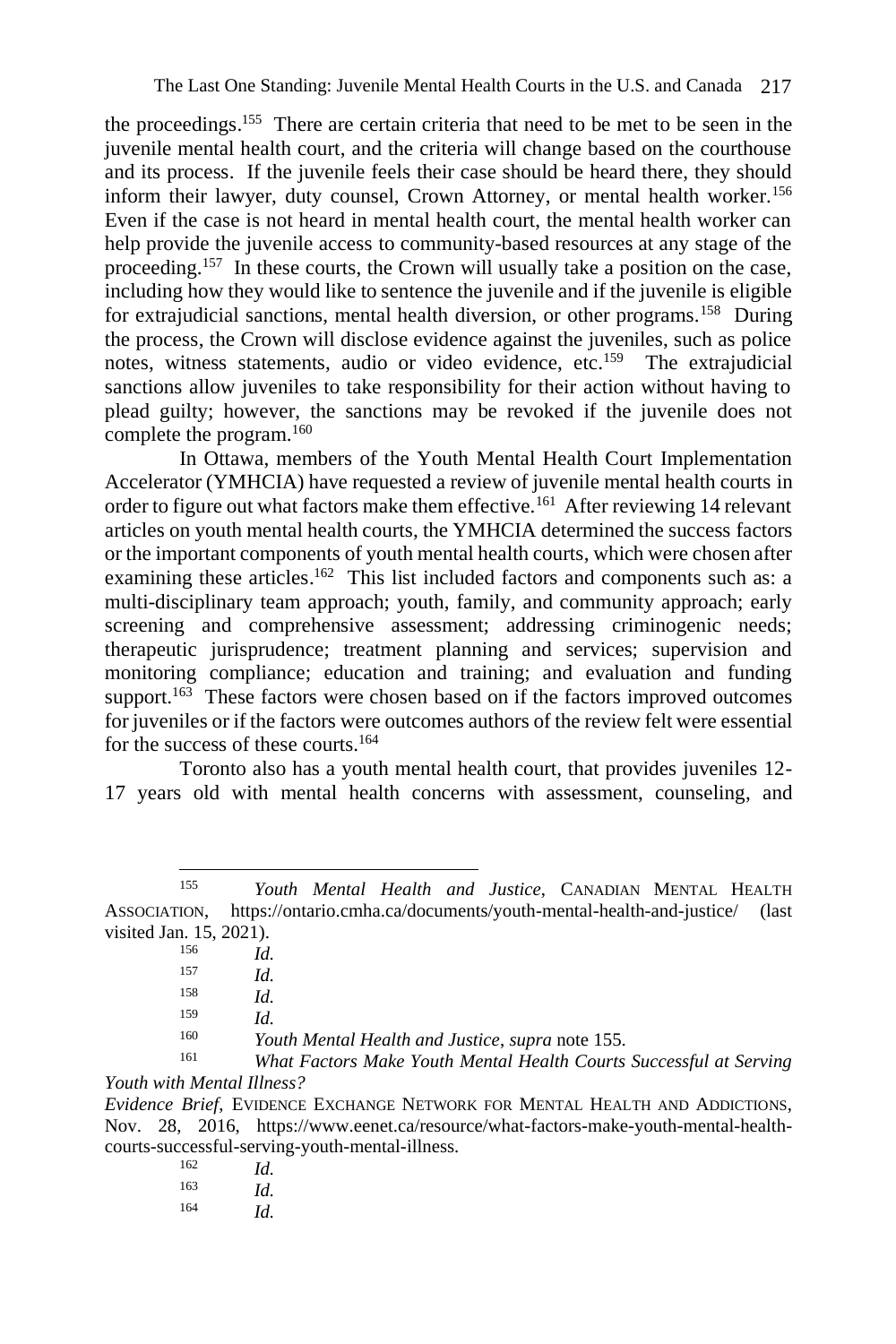the proceedings.[155] There are certain criteria that need to be met to be seen in the juvenile mental health court, and the criteria will change based on the courthouse and its process. If the juvenile feels their case should be heard there, they should inform their lawyer, duty counsel, Crown Attorney, or mental health worker.[156] Even if the case is not heard in mental health court, the mental health worker can help provide the juvenile access to community-based resources at any stage of the proceeding.[157] In these courts, the Crown will usually take a position on the case, including how they would like to sentence the juvenile and if the juvenile is eligible for extrajudicial sanctions, mental health diversion, or other programs.[158] During the process, the Crown will disclose evidence against the juveniles, such as police notes, witness statements, audio or video evidence, etc.[159] The extrajudicial sanctions allow juveniles to take responsibility for their action without having to plead guilty; however, the sanctions may be revoked if the juvenile does not complete the program.[160]

In Ottawa, members of the Youth Mental Health Court Implementation Accelerator (YMHCIA) have requested a review of juvenile mental health courts in order to figure out what factors make them effective.[161] After reviewing 14 relevant articles on youth mental health courts, the YMHCIA determined the success factors or the important components of youth mental health courts, which were chosen after examining these articles.[162] This list included factors and components such as: a multi-disciplinary team approach; youth, family, and community approach; early screening and comprehensive assessment; addressing criminogenic needs; therapeutic jurisprudence; treatment planning and services; supervision and monitoring compliance; education and training; and evaluation and funding support.[163] These factors were chosen based on if the factors improved outcomes for juveniles or if the factors were outcomes authors of the review felt were essential for the success of these courts.[164]

Toronto also has a youth mental health court, that provides juveniles 12-17 years old with mental health concerns with assessment, counseling, and

---

[155] *Youth Mental Health and Justice*, CANADIAN MENTAL HEALTH ASSOCIATION, https://ontario.cmha.ca/documents/youth-mental-health-and-justice/ (last visited Jan. 15, 2021).

[156] *Id.*

[157] *Id.*

[158] *Id.*

[159] *Id.*

[160] *Youth Mental Health and Justice*, *supra* note 155.

[161] *What Factors Make Youth Mental Health Courts Successful at Serving Youth with Mental Illness? Evidence Brief*, EVIDENCE EXCHANGE NETWORK FOR MENTAL HEALTH AND ADDICTIONS, Nov. 28, 2016, https://www.eenet.ca/resource/what-factors-make-youth-mental-health-courts-successful-serving-youth-mental-illness.

[162] *Id.*

[163] *Id.*

[164] *Id.*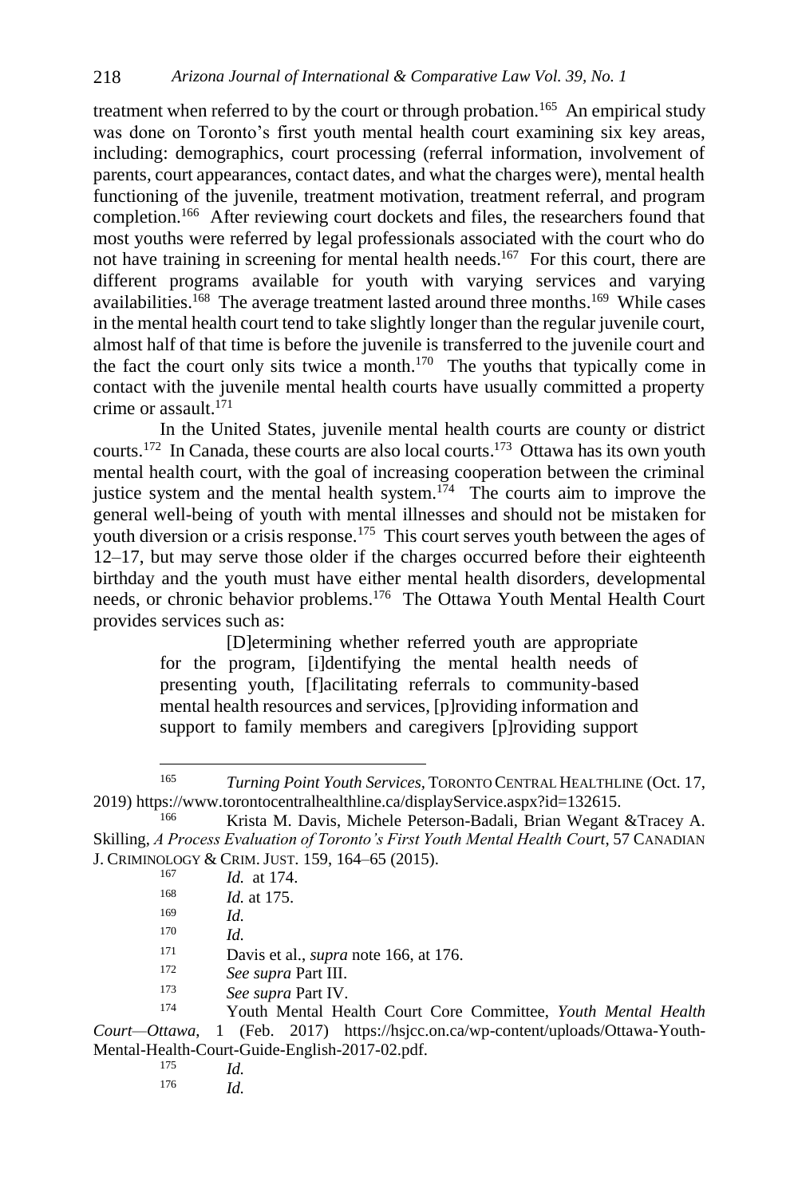treatment when referred to by the court or through probation.[165] An empirical study was done on Toronto's first youth mental health court examining six key areas, including: demographics, court processing (referral information, involvement of parents, court appearances, contact dates, and what the charges were), mental health functioning of the juvenile, treatment motivation, treatment referral, and program completion.[166] After reviewing court dockets and files, the researchers found that most youths were referred by legal professionals associated with the court who do not have training in screening for mental health needs.[167] For this court, there are different programs available for youth with varying services and varying availabilities.[168] The average treatment lasted around three months.[169] While cases in the mental health court tend to take slightly longer than the regular juvenile court, almost half of that time is before the juvenile is transferred to the juvenile court and the fact the court only sits twice a month.[170] The youths that typically come in contact with the juvenile mental health courts have usually committed a property crime or assault.[171]

In the United States, juvenile mental health courts are county or district courts.[172] In Canada, these courts are also local courts.[173] Ottawa has its own youth mental health court, with the goal of increasing cooperation between the criminal justice system and the mental health system.[174] The courts aim to improve the general well-being of youth with mental illnesses and should not be mistaken for youth diversion or a crisis response.[175] This court serves youth between the ages of 12–17, but may serve those older if the charges occurred before their eighteenth birthday and the youth must have either mental health disorders, developmental needs, or chronic behavior problems.[176] The Ottawa Youth Mental Health Court provides services such as:

> [D]etermining whether referred youth are appropriate for the program, [i]dentifying the mental health needs of presenting youth, [f]acilitating referrals to community-based mental health resources and services, [p]roviding information and support to family members and caregivers [p]roviding support

---

[165] *Turning Point Youth Services*, TORONTO CENTRAL HEALTHLINE (Oct. 17, 2019) https://www.torontocentralhealthline.ca/displayService.aspx?id=132615.

[166] Krista M. Davis, Michele Peterson-Badali, Brian Wegant &Tracey A. Skilling, *A Process Evaluation of Toronto's First Youth Mental Health Court*, 57 CANADIAN J. CRIMINOLOGY & CRIM. JUST. 159, 164–65 (2015).

[167] *Id.* at 174.

[168] *Id.* at 175.

[169] *Id.*

[170] *Id.*

[171] Davis et al., *supra* note 166, at 176.

[172] *See supra* Part III.

[173] *See supra* Part IV.

[174] Youth Mental Health Court Core Committee, *Youth Mental Health Court—Ottawa,* 1 (Feb. 2017) https://hsjcc.on.ca/wp-content/uploads/Ottawa-Youth-Mental-Health-Court-Guide-English-2017-02.pdf.

[175] *Id.*

[176] *Id.*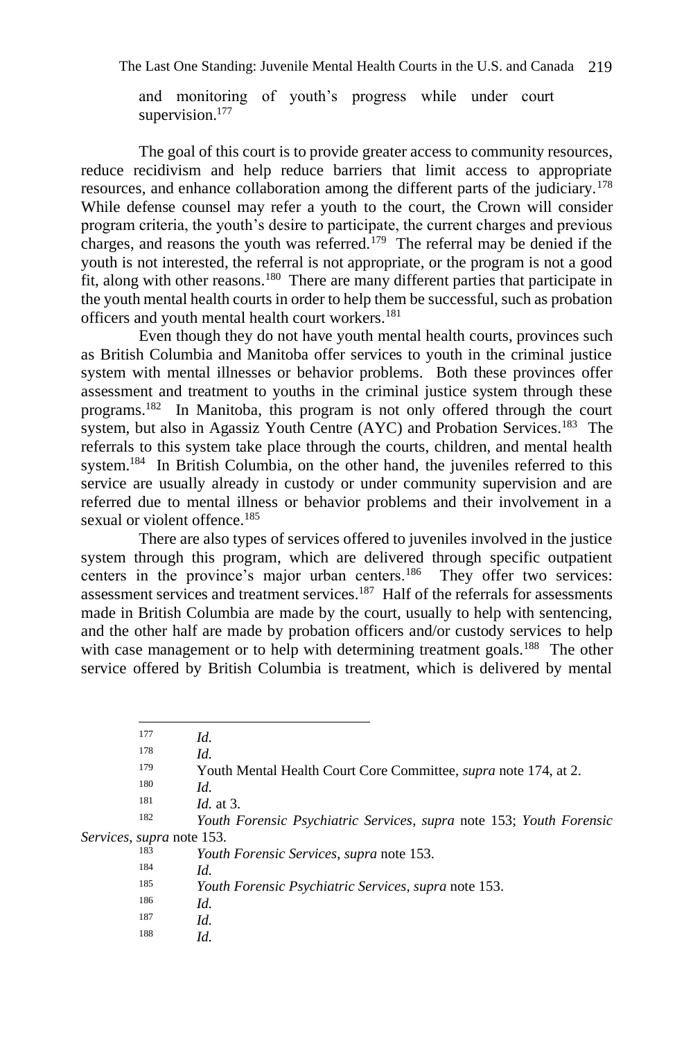and monitoring of youth's progress while under court supervision.[177]

The goal of this court is to provide greater access to community resources, reduce recidivism and help reduce barriers that limit access to appropriate resources, and enhance collaboration among the different parts of the judiciary.[178] While defense counsel may refer a youth to the court, the Crown will consider program criteria, the youth's desire to participate, the current charges and previous charges, and reasons the youth was referred.[179] The referral may be denied if the youth is not interested, the referral is not appropriate, or the program is not a good fit, along with other reasons.[180] There are many different parties that participate in the youth mental health courts in order to help them be successful, such as probation officers and youth mental health court workers.[181]

Even though they do not have youth mental health courts, provinces such as British Columbia and Manitoba offer services to youth in the criminal justice system with mental illnesses or behavior problems. Both these provinces offer assessment and treatment to youths in the criminal justice system through these programs.[182] In Manitoba, this program is not only offered through the court system, but also in Agassiz Youth Centre (AYC) and Probation Services.[183] The referrals to this system take place through the courts, children, and mental health system.[184] In British Columbia, on the other hand, the juveniles referred to this service are usually already in custody or under community supervision and are referred due to mental illness or behavior problems and their involvement in a sexual or violent offence.[185]

There are also types of services offered to juveniles involved in the justice system through this program, which are delivered through specific outpatient centers in the province's major urban centers.[186] They offer two services: assessment services and treatment services.[187] Half of the referrals for assessments made in British Columbia are made by the court, usually to help with sentencing, and the other half are made by probation officers and/or custody services to help with case management or to help with determining treatment goals.[188] The other service offered by British Columbia is treatment, which is delivered by mental

---

177 *Id.*

178 *Id.*

179 Youth Mental Health Court Core Committee, *supra* note 174, at 2.

180 *Id.*

181 *Id.* at 3.

182 *Youth Forensic Psychiatric Services*, *supra* note 153; *Youth Forensic Services*, *supra* note 153.

183 *Youth Forensic Services*, *supra* note 153.

184 *Id.*

185 *Youth Forensic Psychiatric Services*, *supra* note 153.

186 *Id.*

187 *Id.*

188 *Id.*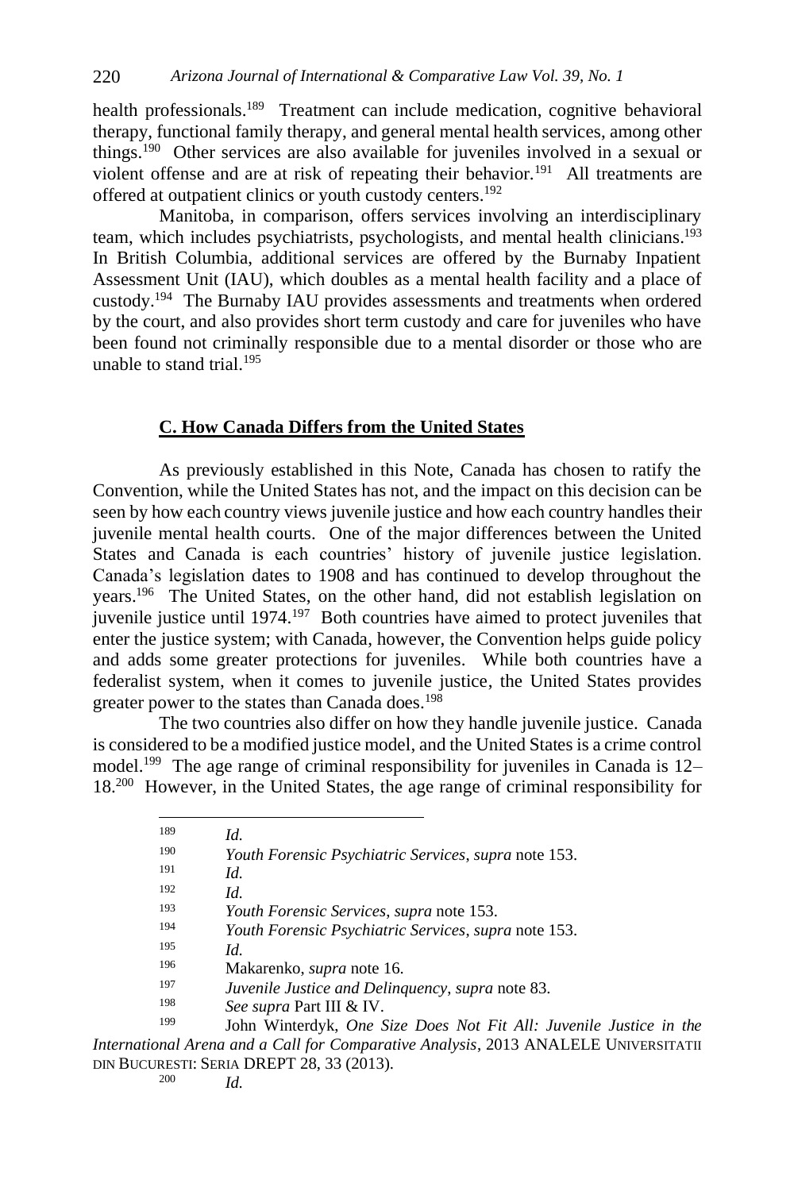health professionals.[189] Treatment can include medication, cognitive behavioral therapy, functional family therapy, and general mental health services, among other things.[190] Other services are also available for juveniles involved in a sexual or violent offense and are at risk of repeating their behavior.[191] All treatments are offered at outpatient clinics or youth custody centers.[192]

Manitoba, in comparison, offers services involving an interdisciplinary team, which includes psychiatrists, psychologists, and mental health clinicians.[193] In British Columbia, additional services are offered by the Burnaby Inpatient Assessment Unit (IAU), which doubles as a mental health facility and a place of custody.[194] The Burnaby IAU provides assessments and treatments when ordered by the court, and also provides short term custody and care for juveniles who have been found not criminally responsible due to a mental disorder or those who are unable to stand trial.[195]

### C. How Canada Differs from the United States

As previously established in this Note, Canada has chosen to ratify the Convention, while the United States has not, and the impact on this decision can be seen by how each country views juvenile justice and how each country handles their juvenile mental health courts. One of the major differences between the United States and Canada is each countries' history of juvenile justice legislation. Canada's legislation dates to 1908 and has continued to develop throughout the years.[196] The United States, on the other hand, did not establish legislation on juvenile justice until 1974.[197] Both countries have aimed to protect juveniles that enter the justice system; with Canada, however, the Convention helps guide policy and adds some greater protections for juveniles. While both countries have a federalist system, when it comes to juvenile justice, the United States provides greater power to the states than Canada does.[198]

The two countries also differ on how they handle juvenile justice. Canada is considered to be a modified justice model, and the United States is a crime control model.[199] The age range of criminal responsibility for juveniles in Canada is 12–18.[200] However, in the United States, the age range of criminal responsibility for

---

[189] *Id.*

[190] *Youth Forensic Psychiatric Services*, *supra* note 153.

[191] *Id.*

[192] *Id.*

[193] *Youth Forensic Services*, *supra* note 153.

[194] *Youth Forensic Psychiatric Services*, *supra* note 153.

[195] *Id.*

[196] Makarenko, *supra* note 16.

[197] *Juvenile Justice and Delinquency*, *supra* note 83.

[198] *See supra* Part III & IV.

[199] John Winterdyk, *One Size Does Not Fit All: Juvenile Justice in the International Arena and a Call for Comparative Analysis*, 2013 ANALELE UNIVERSITATII DIN BUCURESTI: SERIA DREPT 28, 33 (2013).

[200] *Id.*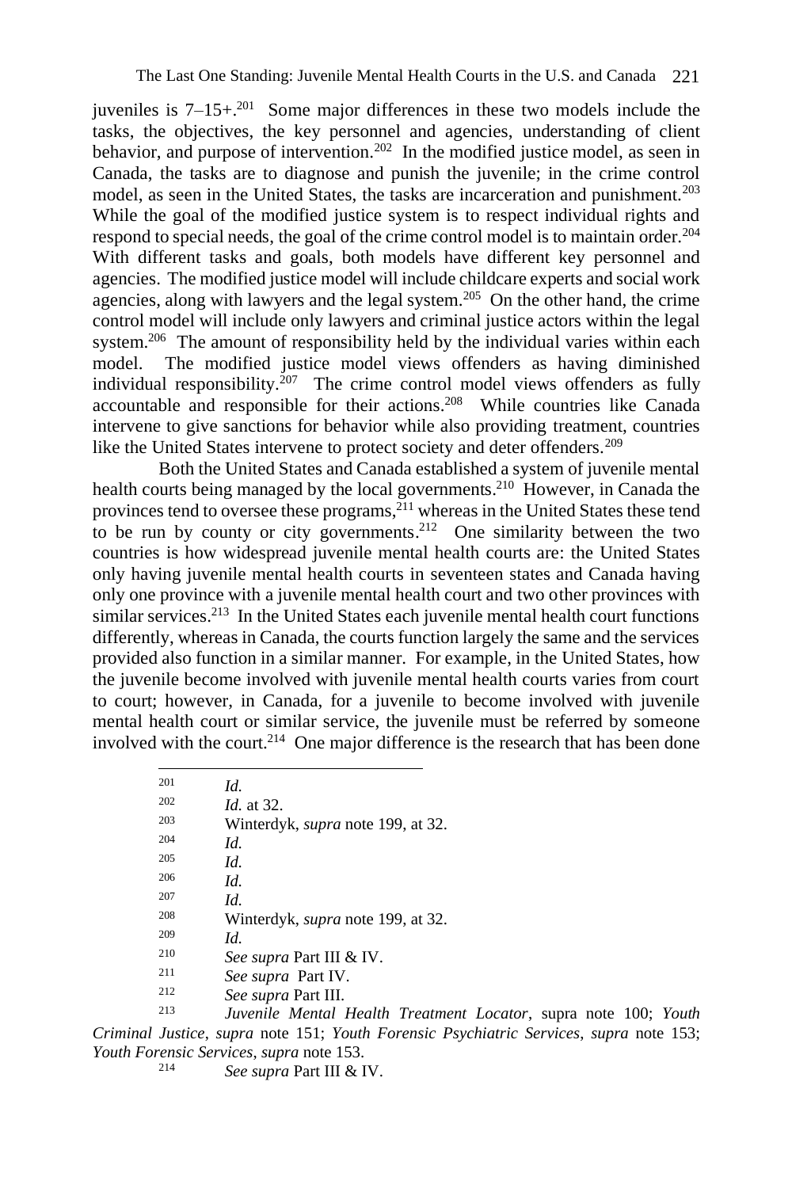juveniles is 7–15+.[201] Some major differences in these two models include the tasks, the objectives, the key personnel and agencies, understanding of client behavior, and purpose of intervention.[202] In the modified justice model, as seen in Canada, the tasks are to diagnose and punish the juvenile; in the crime control model, as seen in the United States, the tasks are incarceration and punishment.[203] While the goal of the modified justice system is to respect individual rights and respond to special needs, the goal of the crime control model is to maintain order.[204] With different tasks and goals, both models have different key personnel and agencies. The modified justice model will include childcare experts and social work agencies, along with lawyers and the legal system.[205] On the other hand, the crime control model will include only lawyers and criminal justice actors within the legal system.[206] The amount of responsibility held by the individual varies within each model. The modified justice model views offenders as having diminished individual responsibility.[207] The crime control model views offenders as fully accountable and responsible for their actions.[208] While countries like Canada intervene to give sanctions for behavior while also providing treatment, countries like the United States intervene to protect society and deter offenders.[209]

Both the United States and Canada established a system of juvenile mental health courts being managed by the local governments.[210] However, in Canada the provinces tend to oversee these programs,[211] whereas in the United States these tend to be run by county or city governments.[212] One similarity between the two countries is how widespread juvenile mental health courts are: the United States only having juvenile mental health courts in seventeen states and Canada having only one province with a juvenile mental health court and two other provinces with similar services.[213] In the United States each juvenile mental health court functions differently, whereas in Canada, the courts function largely the same and the services provided also function in a similar manner. For example, in the United States, how the juvenile become involved with juvenile mental health courts varies from court to court; however, in Canada, for a juvenile to become involved with juvenile mental health court or similar service, the juvenile must be referred by someone involved with the court.[214] One major difference is the research that has been done

---

201 *Id.*

202 *Id.* at 32.

203 Winterdyk, *supra* note 199, at 32.

204 *Id.*

205 *Id.*

206 *Id.*

207 *Id.*

208 Winterdyk, *supra* note 199, at 32.

209 *Id.*

210 *See supra* Part III & IV.

211 *See supra* Part IV.

212 *See supra* Part III.

213 *Juvenile Mental Health Treatment Locator*, supra note 100; *Youth Criminal Justice*, *supra* note 151; *Youth Forensic Psychiatric Services*, *supra* note 153; *Youth Forensic Services*, *supra* note 153.

214 *See supra* Part III & IV.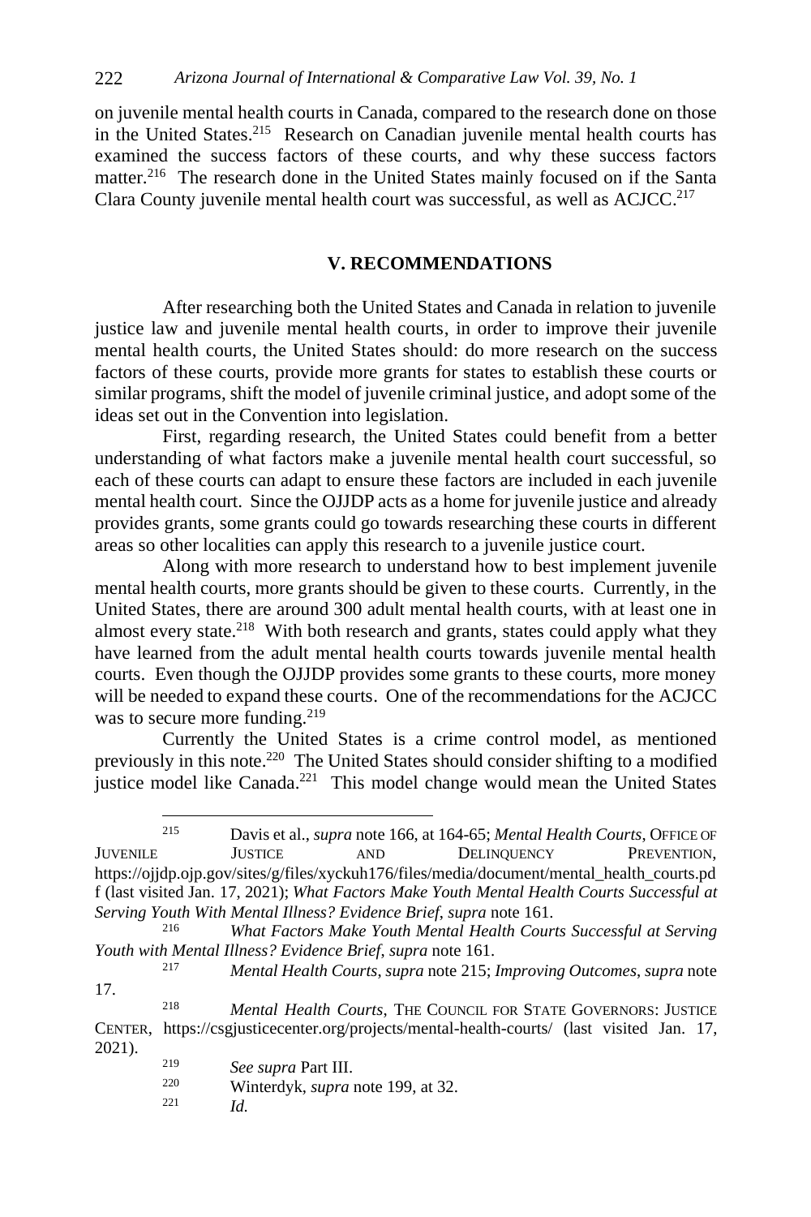on juvenile mental health courts in Canada, compared to the research done on those in the United States.[215] Research on Canadian juvenile mental health courts has examined the success factors of these courts, and why these success factors matter.[216] The research done in the United States mainly focused on if the Santa Clara County juvenile mental health court was successful, as well as ACJCC.[217]

## V. RECOMMENDATIONS

After researching both the United States and Canada in relation to juvenile justice law and juvenile mental health courts, in order to improve their juvenile mental health courts, the United States should: do more research on the success factors of these courts, provide more grants for states to establish these courts or similar programs, shift the model of juvenile criminal justice, and adopt some of the ideas set out in the Convention into legislation.

First, regarding research, the United States could benefit from a better understanding of what factors make a juvenile mental health court successful, so each of these courts can adapt to ensure these factors are included in each juvenile mental health court. Since the OJJDP acts as a home for juvenile justice and already provides grants, some grants could go towards researching these courts in different areas so other localities can apply this research to a juvenile justice court.

Along with more research to understand how to best implement juvenile mental health courts, more grants should be given to these courts. Currently, in the United States, there are around 300 adult mental health courts, with at least one in almost every state.[218] With both research and grants, states could apply what they have learned from the adult mental health courts towards juvenile mental health courts. Even though the OJJDP provides some grants to these courts, more money will be needed to expand these courts. One of the recommendations for the ACJCC was to secure more funding.[219]

Currently the United States is a crime control model, as mentioned previously in this note.[220] The United States should consider shifting to a modified justice model like Canada.[221] This model change would mean the United States

---

[215] Davis et al., *supra* note 166, at 164-65; *Mental Health Courts*, OFFICE OF JUVENILE JUSTICE AND DELINQUENCY PREVENTION, https://ojjdp.ojp.gov/sites/g/files/xyckuh176/files/media/document/mental_health_courts.pdf (last visited Jan. 17, 2021); *What Factors Make Youth Mental Health Courts Successful at Serving Youth With Mental Illness? Evidence Brief*, *supra* note 161.

[216] *What Factors Make Youth Mental Health Courts Successful at Serving Youth with Mental Illness? Evidence Brief*, *supra* note 161.

[217] *Mental Health Courts*, *supra* note 215; *Improving Outcomes*, *supra* note 17.

[218] *Mental Health Courts*, THE COUNCIL FOR STATE GOVERNORS: JUSTICE CENTER, https://csgjusticecenter.org/projects/mental-health-courts/ (last visited Jan. 17, 2021).

[219] *See supra* Part III.

[220] Winterdyk, *supra* note 199, at 32.

[221] *Id.*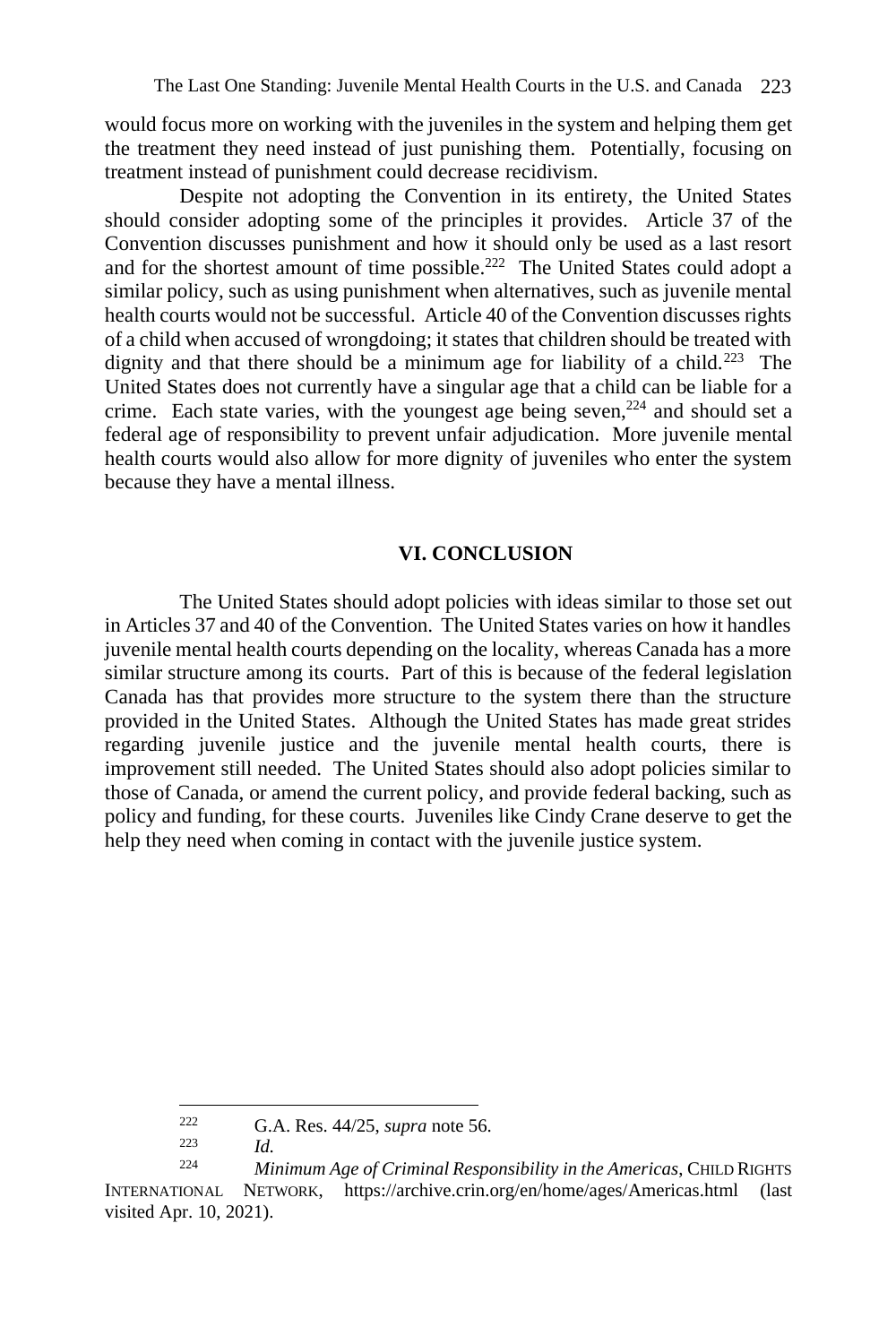would focus more on working with the juveniles in the system and helping them get the treatment they need instead of just punishing them. Potentially, focusing on treatment instead of punishment could decrease recidivism.

Despite not adopting the Convention in its entirety, the United States should consider adopting some of the principles it provides. Article 37 of the Convention discusses punishment and how it should only be used as a last resort and for the shortest amount of time possible.[222] The United States could adopt a similar policy, such as using punishment when alternatives, such as juvenile mental health courts would not be successful. Article 40 of the Convention discusses rights of a child when accused of wrongdoing; it states that children should be treated with dignity and that there should be a minimum age for liability of a child.[223] The United States does not currently have a singular age that a child can be liable for a crime. Each state varies, with the youngest age being seven,[224] and should set a federal age of responsibility to prevent unfair adjudication. More juvenile mental health courts would also allow for more dignity of juveniles who enter the system because they have a mental illness.

## VI. CONCLUSION

The United States should adopt policies with ideas similar to those set out in Articles 37 and 40 of the Convention. The United States varies on how it handles juvenile mental health courts depending on the locality, whereas Canada has a more similar structure among its courts. Part of this is because of the federal legislation Canada has that provides more structure to the system there than the structure provided in the United States. Although the United States has made great strides regarding juvenile justice and the juvenile mental health courts, there is improvement still needed. The United States should also adopt policies similar to those of Canada, or amend the current policy, and provide federal backing, such as policy and funding, for these courts. Juveniles like Cindy Crane deserve to get the help they need when coming in contact with the juvenile justice system.

---

[222] G.A. Res. 44/25, *supra* note 56.

[223] *Id.*

[224] *Minimum Age of Criminal Responsibility in the Americas*, CHILD RIGHTS INTERNATIONAL NETWORK, https://archive.crin.org/en/home/ages/Americas.html (last visited Apr. 10, 2021).